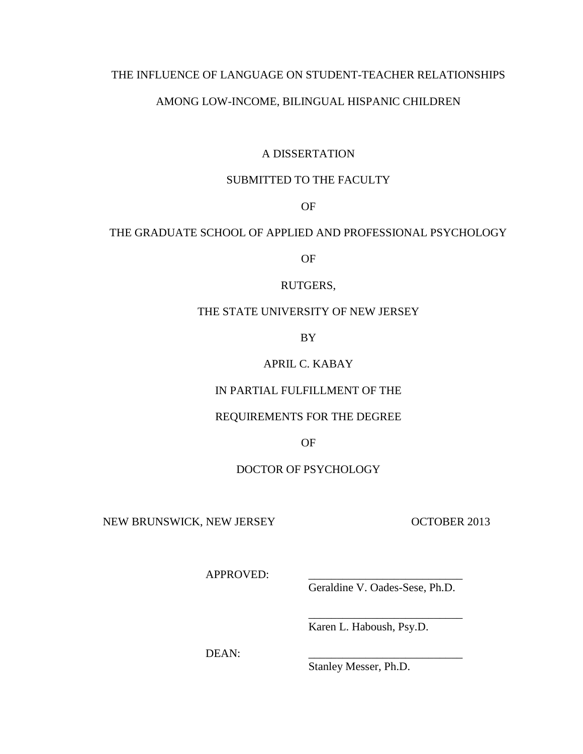# THE INFLUENCE OF LANGUAGE ON STUDENT-TEACHER RELATIONSHIPS AMONG LOW-INCOME, BILINGUAL HISPANIC CHILDREN

A DISSERTATION

SUBMITTED TO THE FACULTY

OF

THE GRADUATE SCHOOL OF APPLIED AND PROFESSIONAL PSYCHOLOGY

OF

RUTGERS,

THE STATE UNIVERSITY OF NEW JERSEY

BY

APRIL C. KABAY

IN PARTIAL FULFILLMENT OF THE

REQUIREMENTS FOR THE DEGREE

OF

DOCTOR OF PSYCHOLOGY

NEW BRUNSWICK, NEW JERSEY OCTOBER 2013

APPROVED: ___________________________
Geraldine V. Oades-Sese, Ph.D.

___________________________
Karen L. Haboush, Psy.D.

DEAN: ___________________________
Stanley Messer, Ph.D.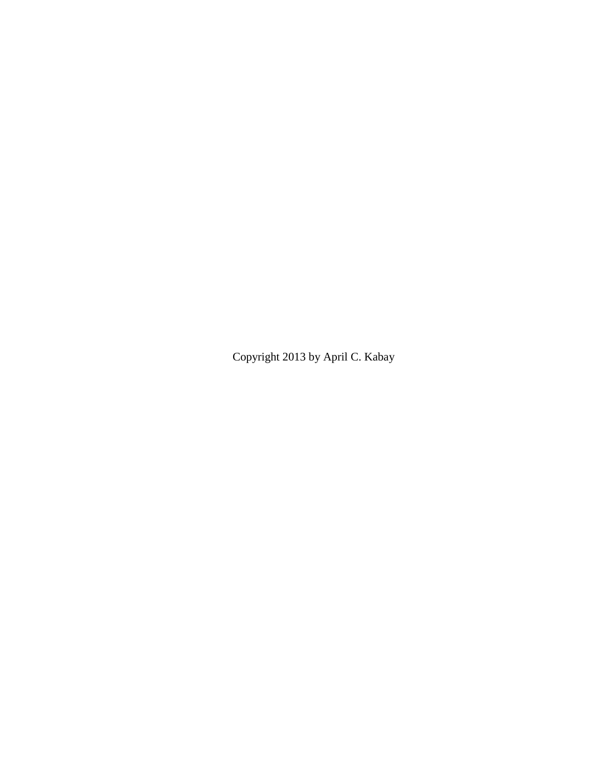Copyright 2013 by April C. Kabay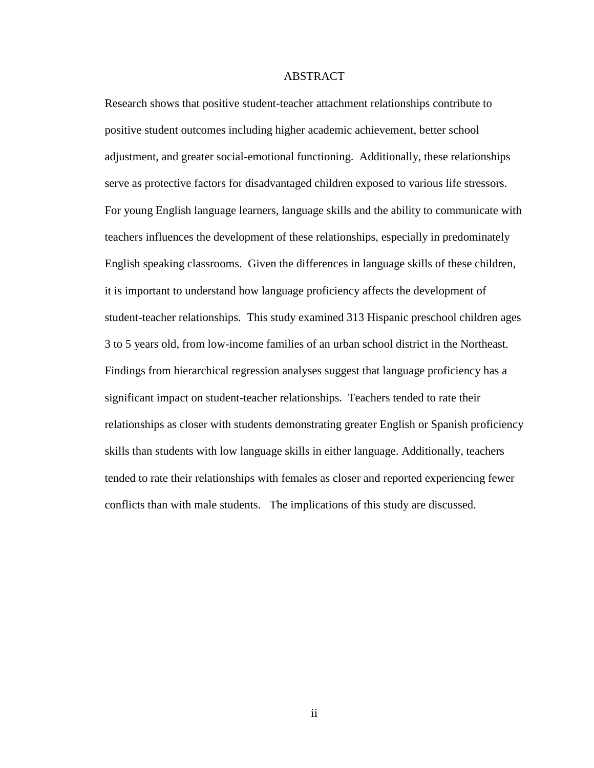# ABSTRACT

Research shows that positive student-teacher attachment relationships contribute to positive student outcomes including higher academic achievement, better school adjustment, and greater social-emotional functioning. Additionally, these relationships serve as protective factors for disadvantaged children exposed to various life stressors. For young English language learners, language skills and the ability to communicate with teachers influences the development of these relationships, especially in predominately English speaking classrooms. Given the differences in language skills of these children, it is important to understand how language proficiency affects the development of student-teacher relationships. This study examined 313 Hispanic preschool children ages 3 to 5 years old, from low-income families of an urban school district in the Northeast. Findings from hierarchical regression analyses suggest that language proficiency has a significant impact on student-teacher relationships. Teachers tended to rate their relationships as closer with students demonstrating greater English or Spanish proficiency skills than students with low language skills in either language. Additionally, teachers tended to rate their relationships with females as closer and reported experiencing fewer conflicts than with male students. The implications of this study are discussed.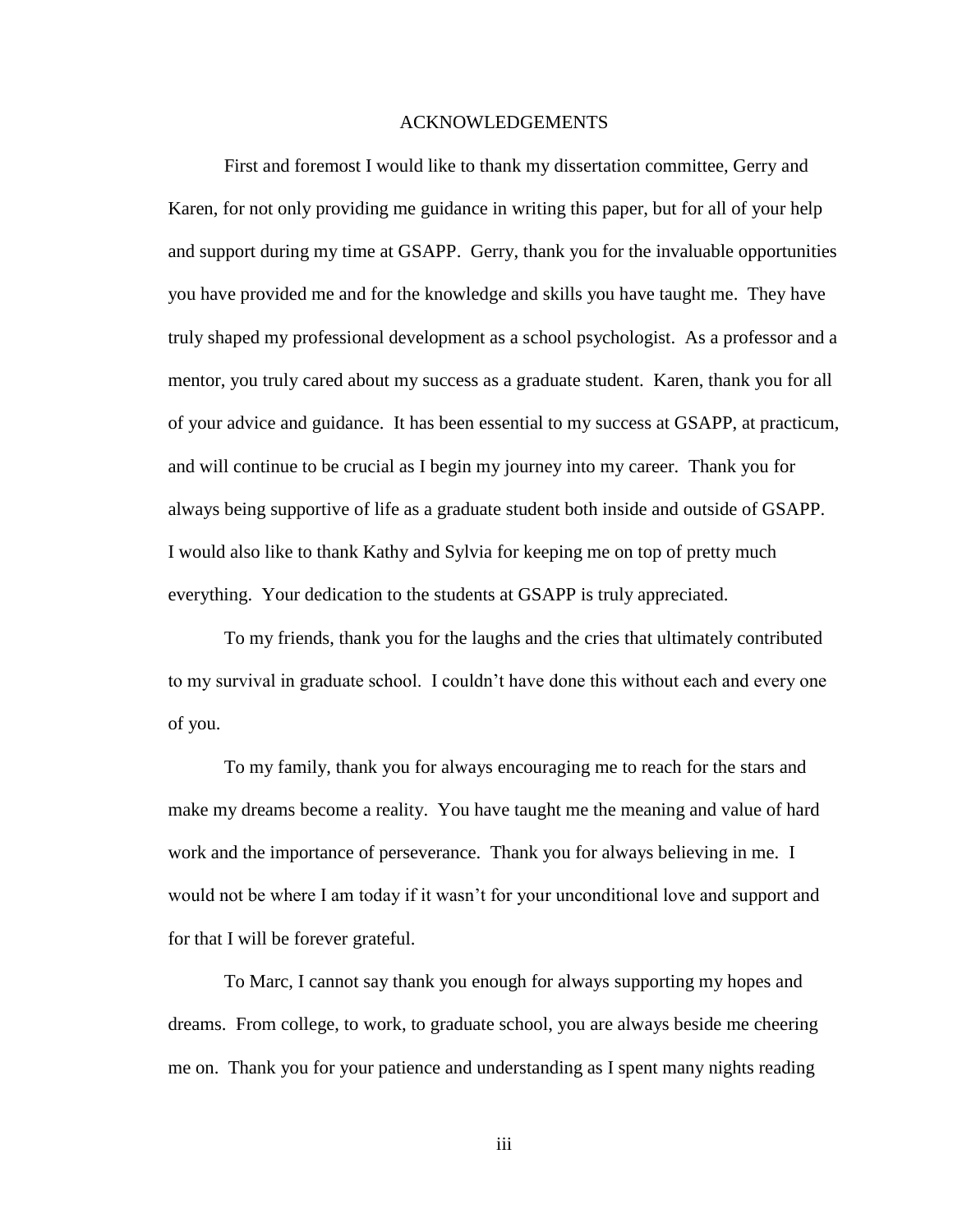# ACKNOWLEDGEMENTS

First and foremost I would like to thank my dissertation committee, Gerry and Karen, for not only providing me guidance in writing this paper, but for all of your help and support during my time at GSAPP. Gerry, thank you for the invaluable opportunities you have provided me and for the knowledge and skills you have taught me. They have truly shaped my professional development as a school psychologist. As a professor and a mentor, you truly cared about my success as a graduate student. Karen, thank you for all of your advice and guidance. It has been essential to my success at GSAPP, at practicum, and will continue to be crucial as I begin my journey into my career. Thank you for always being supportive of life as a graduate student both inside and outside of GSAPP. I would also like to thank Kathy and Sylvia for keeping me on top of pretty much everything. Your dedication to the students at GSAPP is truly appreciated.

To my friends, thank you for the laughs and the cries that ultimately contributed to my survival in graduate school. I couldn't have done this without each and every one of you.

To my family, thank you for always encouraging me to reach for the stars and make my dreams become a reality. You have taught me the meaning and value of hard work and the importance of perseverance. Thank you for always believing in me. I would not be where I am today if it wasn't for your unconditional love and support and for that I will be forever grateful.

To Marc, I cannot say thank you enough for always supporting my hopes and dreams. From college, to work, to graduate school, you are always beside me cheering me on. Thank you for your patience and understanding as I spent many nights reading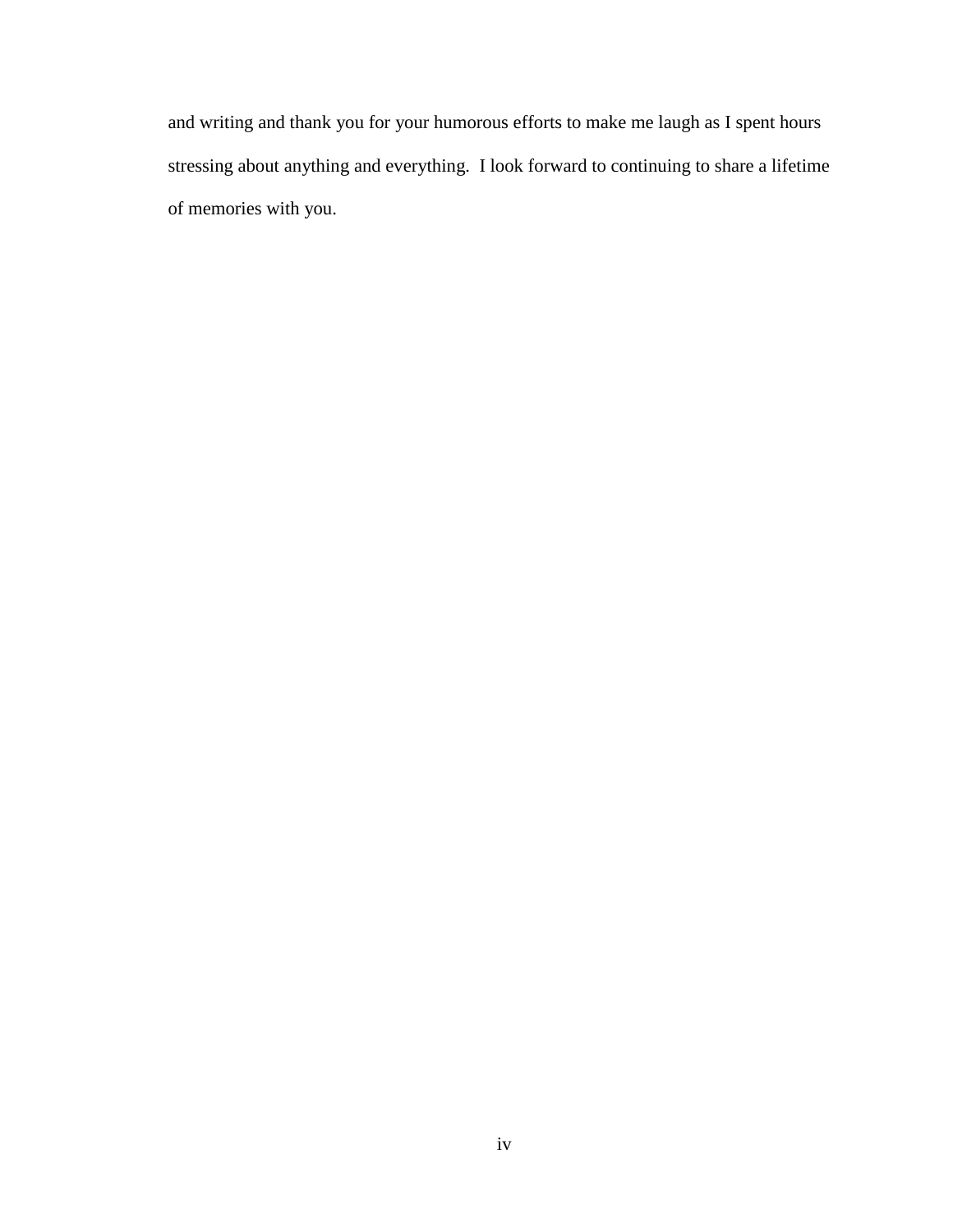and writing and thank you for your humorous efforts to make me laugh as I spent hours stressing about anything and everything. I look forward to continuing to share a lifetime of memories with you.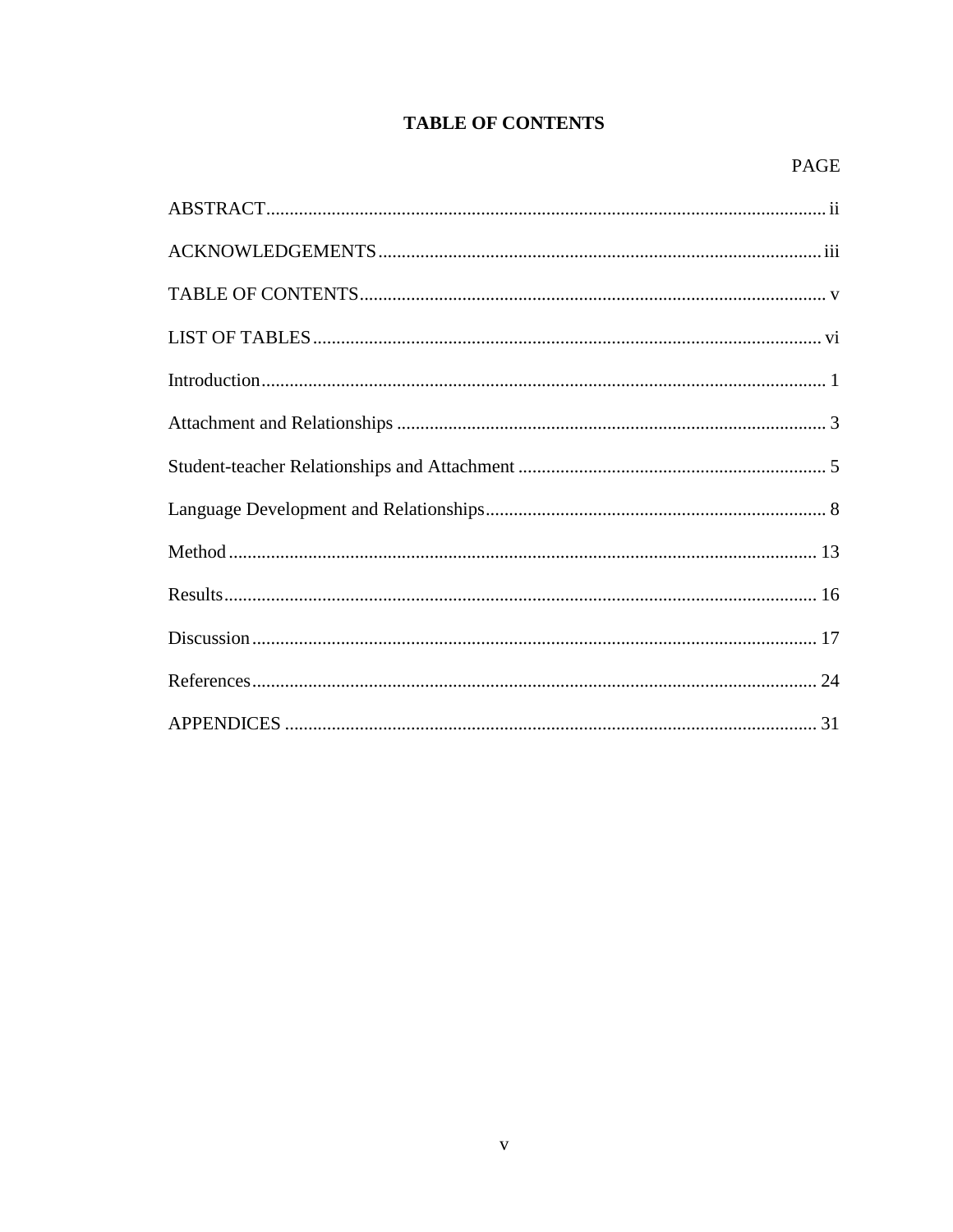# TABLE OF CONTENTS

| | PAGE |
|---|---|
| ABSTRACT | ii |
| ACKNOWLEDGEMENTS | iii |
| TABLE OF CONTENTS | v |
| LIST OF TABLES | vi |
| Introduction | 1 |
| Attachment and Relationships | 3 |
| Student-teacher Relationships and Attachment | 5 |
| Language Development and Relationships | 8 |
| Method | 13 |
| Results | 16 |
| Discussion | 17 |
| References | 24 |
| APPENDICES | 31 |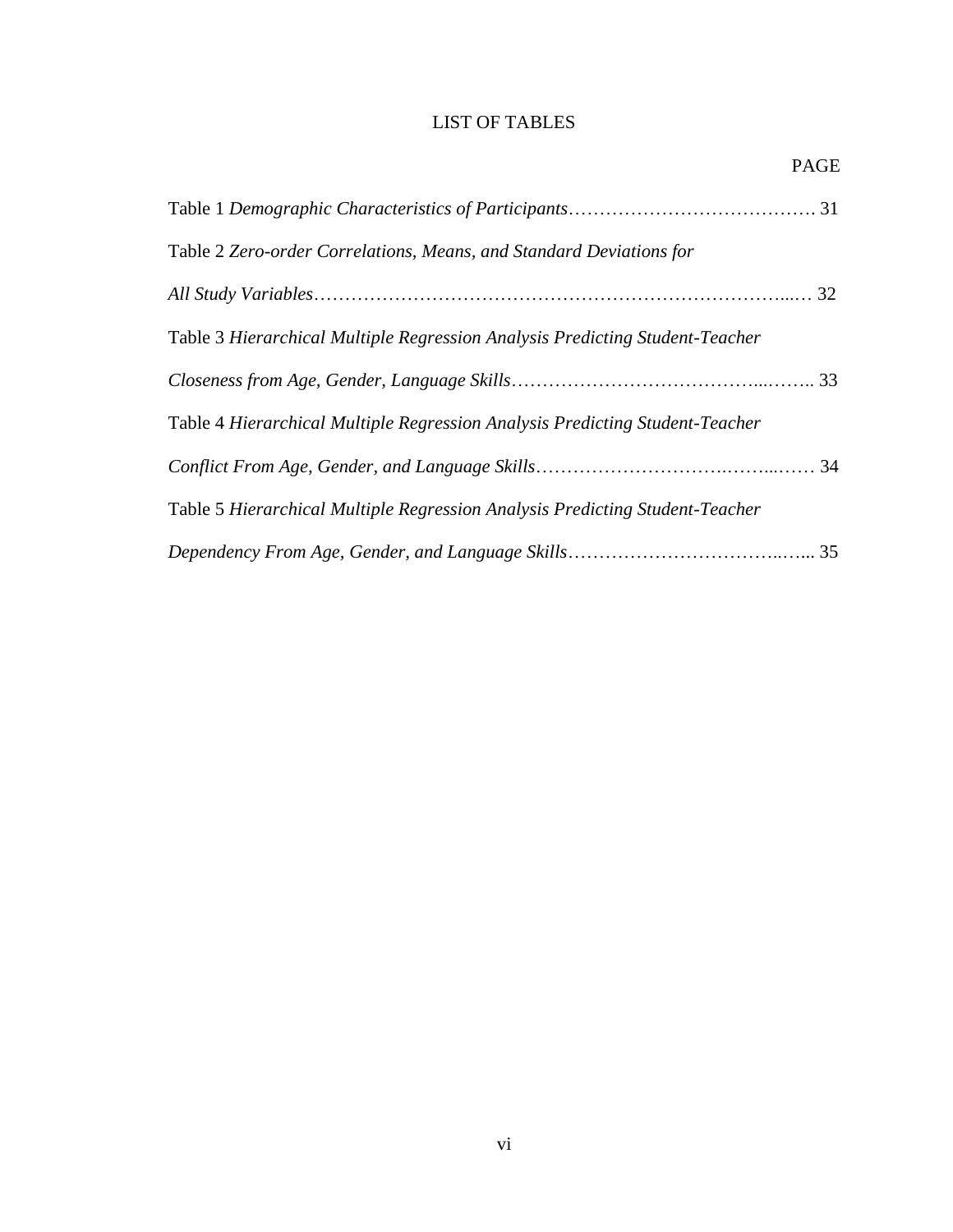# LIST OF TABLES

PAGE

Table 1 *Demographic Characteristics of Participants*…………………………………. 31

Table 2 *Zero-order Correlations, Means, and Standard Deviations for All Study Variables*…………………………………………………………………...… 32

Table 3 *Hierarchical Multiple Regression Analysis Predicting Student-Teacher Closeness from Age, Gender, Language Skills*…………………………………...…….. 33

Table 4 *Hierarchical Multiple Regression Analysis Predicting Student-Teacher Conflict From Age, Gender, and Language Skills*………………………….……...…… 34

Table 5 *Hierarchical Multiple Regression Analysis Predicting Student-Teacher Dependency From Age, Gender, and Language Skills*……………………………..…... 35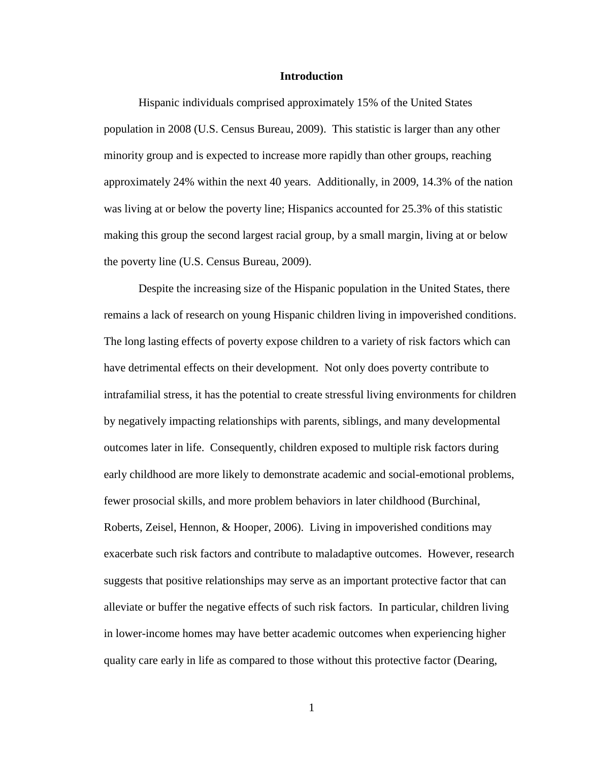# Introduction

Hispanic individuals comprised approximately 15% of the United States population in 2008 (U.S. Census Bureau, 2009). This statistic is larger than any other minority group and is expected to increase more rapidly than other groups, reaching approximately 24% within the next 40 years. Additionally, in 2009, 14.3% of the nation was living at or below the poverty line; Hispanics accounted for 25.3% of this statistic making this group the second largest racial group, by a small margin, living at or below the poverty line (U.S. Census Bureau, 2009).

Despite the increasing size of the Hispanic population in the United States, there remains a lack of research on young Hispanic children living in impoverished conditions. The long lasting effects of poverty expose children to a variety of risk factors which can have detrimental effects on their development. Not only does poverty contribute to intrafamilial stress, it has the potential to create stressful living environments for children by negatively impacting relationships with parents, siblings, and many developmental outcomes later in life. Consequently, children exposed to multiple risk factors during early childhood are more likely to demonstrate academic and social-emotional problems, fewer prosocial skills, and more problem behaviors in later childhood (Burchinal, Roberts, Zeisel, Hennon, & Hooper, 2006). Living in impoverished conditions may exacerbate such risk factors and contribute to maladaptive outcomes. However, research suggests that positive relationships may serve as an important protective factor that can alleviate or buffer the negative effects of such risk factors. In particular, children living in lower-income homes may have better academic outcomes when experiencing higher quality care early in life as compared to those without this protective factor (Dearing,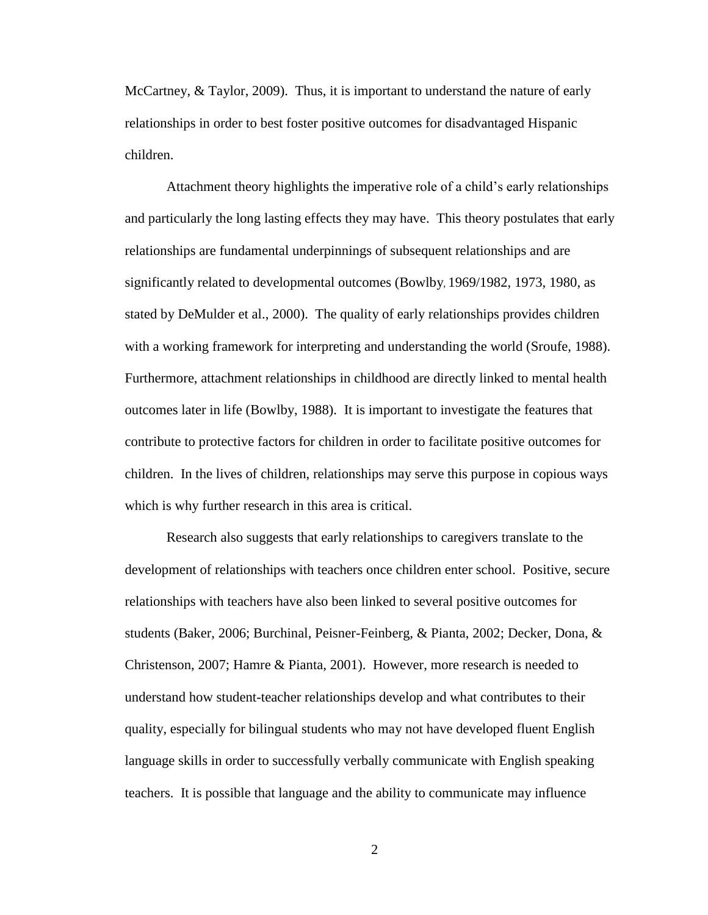McCartney, & Taylor, 2009). Thus, it is important to understand the nature of early relationships in order to best foster positive outcomes for disadvantaged Hispanic children.

Attachment theory highlights the imperative role of a child's early relationships and particularly the long lasting effects they may have. This theory postulates that early relationships are fundamental underpinnings of subsequent relationships and are significantly related to developmental outcomes (Bowlby, 1969/1982, 1973, 1980, as stated by DeMulder et al., 2000). The quality of early relationships provides children with a working framework for interpreting and understanding the world (Sroufe, 1988). Furthermore, attachment relationships in childhood are directly linked to mental health outcomes later in life (Bowlby, 1988). It is important to investigate the features that contribute to protective factors for children in order to facilitate positive outcomes for children. In the lives of children, relationships may serve this purpose in copious ways which is why further research in this area is critical.

Research also suggests that early relationships to caregivers translate to the development of relationships with teachers once children enter school. Positive, secure relationships with teachers have also been linked to several positive outcomes for students (Baker, 2006; Burchinal, Peisner-Feinberg, & Pianta, 2002; Decker, Dona, & Christenson, 2007; Hamre & Pianta, 2001). However, more research is needed to understand how student-teacher relationships develop and what contributes to their quality, especially for bilingual students who may not have developed fluent English language skills in order to successfully verbally communicate with English speaking teachers. It is possible that language and the ability to communicate may influence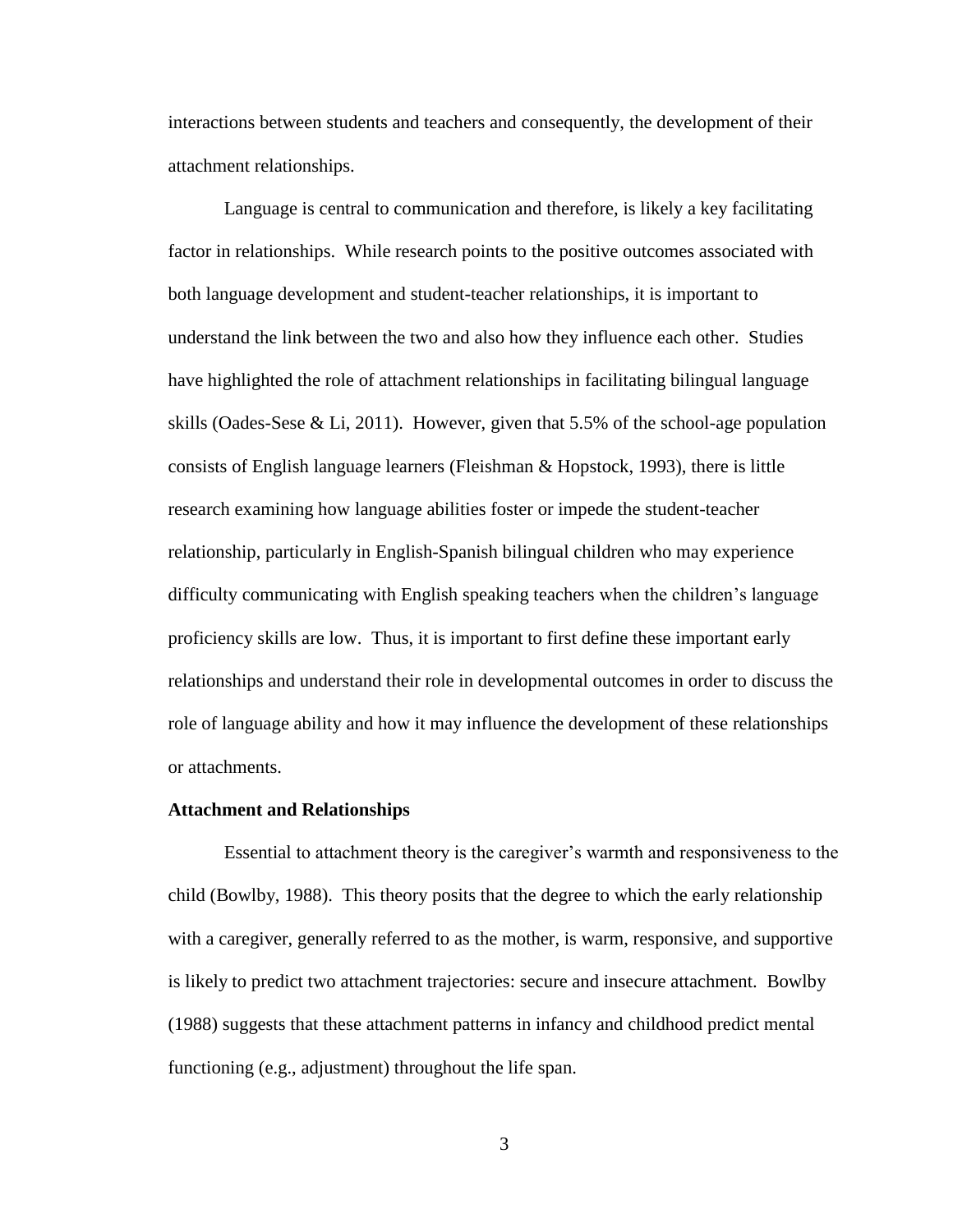interactions between students and teachers and consequently, the development of their attachment relationships.

Language is central to communication and therefore, is likely a key facilitating factor in relationships. While research points to the positive outcomes associated with both language development and student-teacher relationships, it is important to understand the link between the two and also how they influence each other. Studies have highlighted the role of attachment relationships in facilitating bilingual language skills (Oades-Sese & Li, 2011). However, given that 5.5% of the school-age population consists of English language learners (Fleishman & Hopstock, 1993), there is little research examining how language abilities foster or impede the student-teacher relationship, particularly in English-Spanish bilingual children who may experience difficulty communicating with English speaking teachers when the children's language proficiency skills are low. Thus, it is important to first define these important early relationships and understand their role in developmental outcomes in order to discuss the role of language ability and how it may influence the development of these relationships or attachments.

**Attachment and Relationships**

Essential to attachment theory is the caregiver's warmth and responsiveness to the child (Bowlby, 1988). This theory posits that the degree to which the early relationship with a caregiver, generally referred to as the mother, is warm, responsive, and supportive is likely to predict two attachment trajectories: secure and insecure attachment. Bowlby (1988) suggests that these attachment patterns in infancy and childhood predict mental functioning (e.g., adjustment) throughout the life span.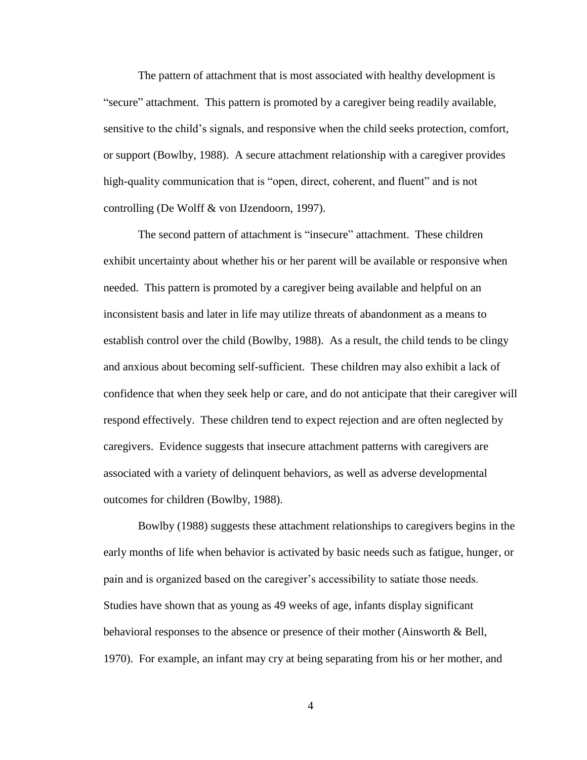The pattern of attachment that is most associated with healthy development is "secure" attachment. This pattern is promoted by a caregiver being readily available, sensitive to the child's signals, and responsive when the child seeks protection, comfort, or support (Bowlby, 1988). A secure attachment relationship with a caregiver provides high-quality communication that is "open, direct, coherent, and fluent" and is not controlling (De Wolff & von IJzendoorn, 1997).

The second pattern of attachment is "insecure" attachment. These children exhibit uncertainty about whether his or her parent will be available or responsive when needed. This pattern is promoted by a caregiver being available and helpful on an inconsistent basis and later in life may utilize threats of abandonment as a means to establish control over the child (Bowlby, 1988). As a result, the child tends to be clingy and anxious about becoming self-sufficient. These children may also exhibit a lack of confidence that when they seek help or care, and do not anticipate that their caregiver will respond effectively. These children tend to expect rejection and are often neglected by caregivers. Evidence suggests that insecure attachment patterns with caregivers are associated with a variety of delinquent behaviors, as well as adverse developmental outcomes for children (Bowlby, 1988).

Bowlby (1988) suggests these attachment relationships to caregivers begins in the early months of life when behavior is activated by basic needs such as fatigue, hunger, or pain and is organized based on the caregiver's accessibility to satiate those needs. Studies have shown that as young as 49 weeks of age, infants display significant behavioral responses to the absence or presence of their mother (Ainsworth & Bell, 1970). For example, an infant may cry at being separating from his or her mother, and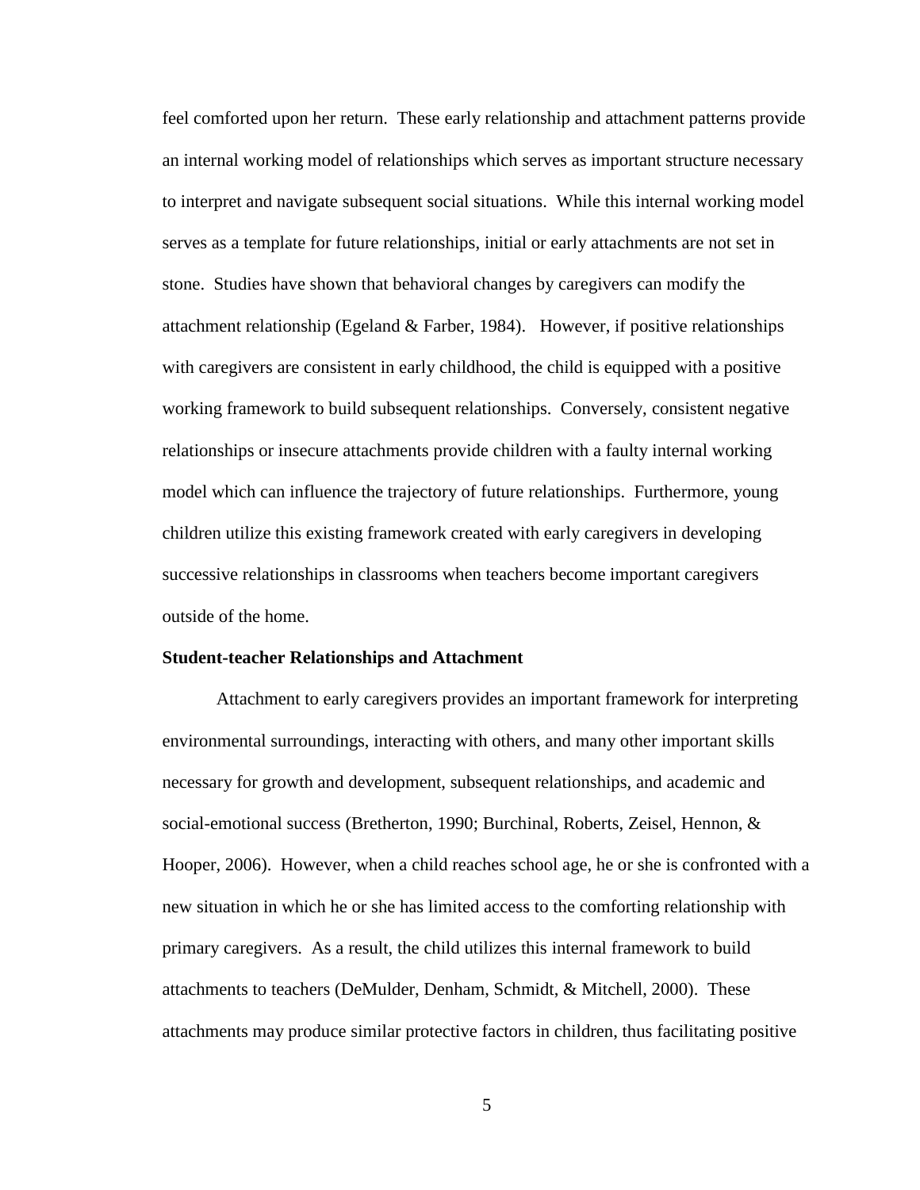feel comforted upon her return. These early relationship and attachment patterns provide an internal working model of relationships which serves as important structure necessary to interpret and navigate subsequent social situations. While this internal working model serves as a template for future relationships, initial or early attachments are not set in stone. Studies have shown that behavioral changes by caregivers can modify the attachment relationship (Egeland & Farber, 1984). However, if positive relationships with caregivers are consistent in early childhood, the child is equipped with a positive working framework to build subsequent relationships. Conversely, consistent negative relationships or insecure attachments provide children with a faulty internal working model which can influence the trajectory of future relationships. Furthermore, young children utilize this existing framework created with early caregivers in developing successive relationships in classrooms when teachers become important caregivers outside of the home.

**Student-teacher Relationships and Attachment**

Attachment to early caregivers provides an important framework for interpreting environmental surroundings, interacting with others, and many other important skills necessary for growth and development, subsequent relationships, and academic and social-emotional success (Bretherton, 1990; Burchinal, Roberts, Zeisel, Hennon, & Hooper, 2006). However, when a child reaches school age, he or she is confronted with a new situation in which he or she has limited access to the comforting relationship with primary caregivers. As a result, the child utilizes this internal framework to build attachments to teachers (DeMulder, Denham, Schmidt, & Mitchell, 2000). These attachments may produce similar protective factors in children, thus facilitating positive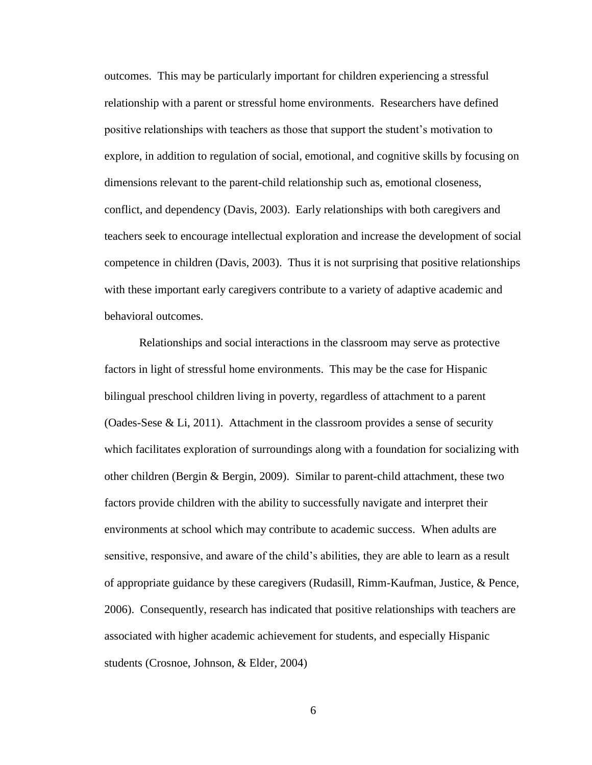outcomes. This may be particularly important for children experiencing a stressful relationship with a parent or stressful home environments. Researchers have defined positive relationships with teachers as those that support the student's motivation to explore, in addition to regulation of social, emotional, and cognitive skills by focusing on dimensions relevant to the parent-child relationship such as, emotional closeness, conflict, and dependency (Davis, 2003). Early relationships with both caregivers and teachers seek to encourage intellectual exploration and increase the development of social competence in children (Davis, 2003). Thus it is not surprising that positive relationships with these important early caregivers contribute to a variety of adaptive academic and behavioral outcomes.

Relationships and social interactions in the classroom may serve as protective factors in light of stressful home environments. This may be the case for Hispanic bilingual preschool children living in poverty, regardless of attachment to a parent (Oades-Sese & Li, 2011). Attachment in the classroom provides a sense of security which facilitates exploration of surroundings along with a foundation for socializing with other children (Bergin & Bergin, 2009). Similar to parent-child attachment, these two factors provide children with the ability to successfully navigate and interpret their environments at school which may contribute to academic success. When adults are sensitive, responsive, and aware of the child's abilities, they are able to learn as a result of appropriate guidance by these caregivers (Rudasill, Rimm-Kaufman, Justice, & Pence, 2006). Consequently, research has indicated that positive relationships with teachers are associated with higher academic achievement for students, and especially Hispanic students (Crosnoe, Johnson, & Elder, 2004)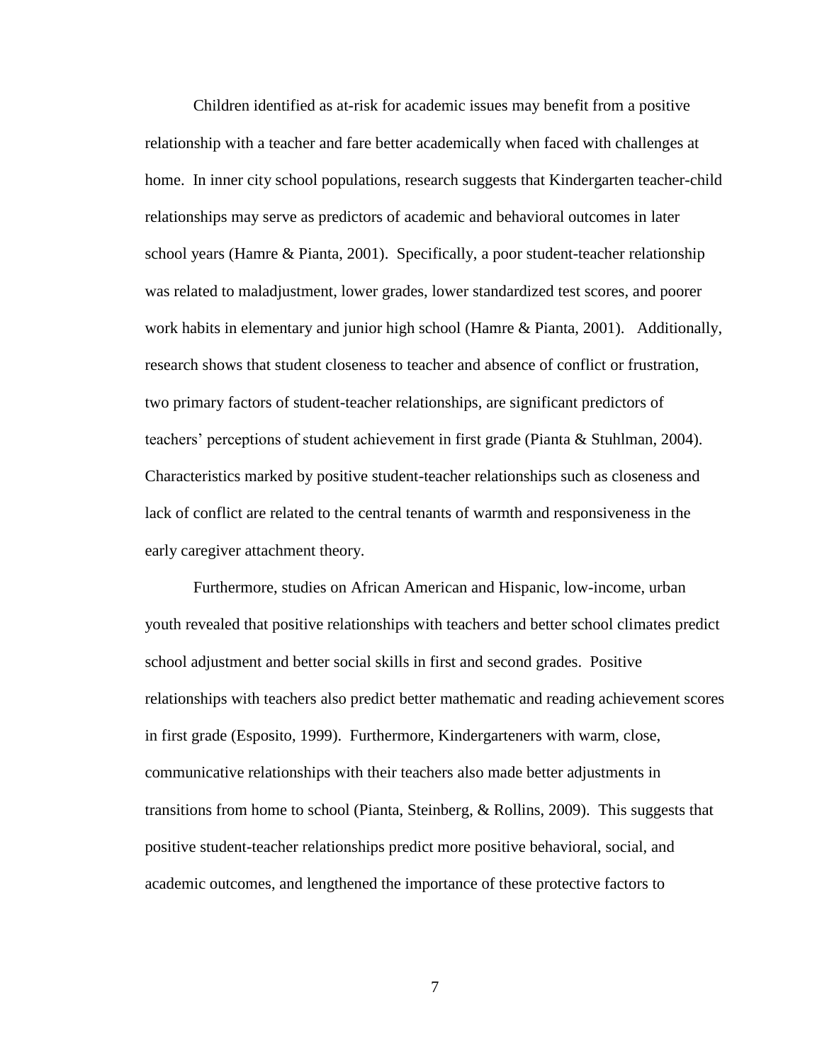Children identified as at-risk for academic issues may benefit from a positive relationship with a teacher and fare better academically when faced with challenges at home. In inner city school populations, research suggests that Kindergarten teacher-child relationships may serve as predictors of academic and behavioral outcomes in later school years (Hamre & Pianta, 2001). Specifically, a poor student-teacher relationship was related to maladjustment, lower grades, lower standardized test scores, and poorer work habits in elementary and junior high school (Hamre & Pianta, 2001). Additionally, research shows that student closeness to teacher and absence of conflict or frustration, two primary factors of student-teacher relationships, are significant predictors of teachers' perceptions of student achievement in first grade (Pianta & Stuhlman, 2004). Characteristics marked by positive student-teacher relationships such as closeness and lack of conflict are related to the central tenants of warmth and responsiveness in the early caregiver attachment theory.

Furthermore, studies on African American and Hispanic, low-income, urban youth revealed that positive relationships with teachers and better school climates predict school adjustment and better social skills in first and second grades. Positive relationships with teachers also predict better mathematic and reading achievement scores in first grade (Esposito, 1999). Furthermore, Kindergarteners with warm, close, communicative relationships with their teachers also made better adjustments in transitions from home to school (Pianta, Steinberg, & Rollins, 2009). This suggests that positive student-teacher relationships predict more positive behavioral, social, and academic outcomes, and lengthened the importance of these protective factors to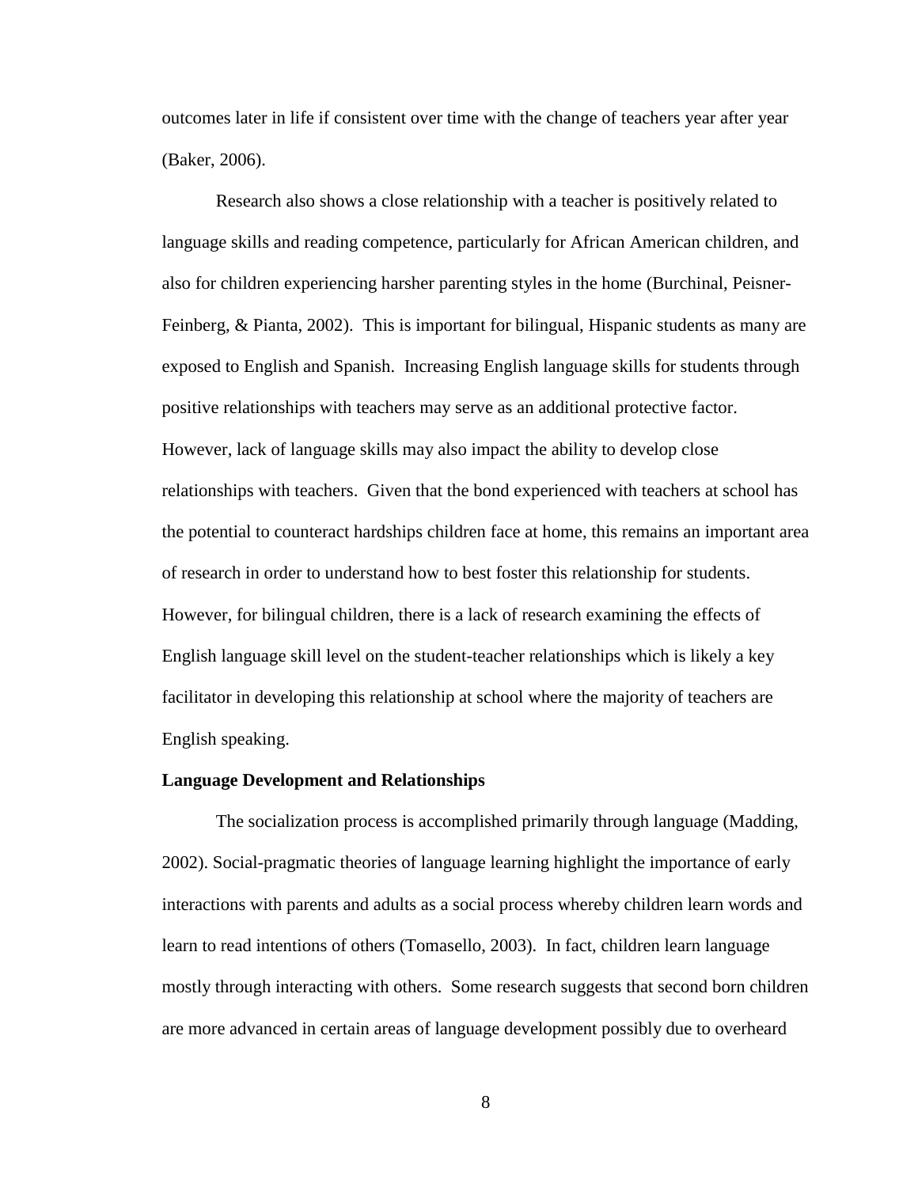outcomes later in life if consistent over time with the change of teachers year after year (Baker, 2006).

Research also shows a close relationship with a teacher is positively related to language skills and reading competence, particularly for African American children, and also for children experiencing harsher parenting styles in the home (Burchinal, Peisner-Feinberg, & Pianta, 2002). This is important for bilingual, Hispanic students as many are exposed to English and Spanish. Increasing English language skills for students through positive relationships with teachers may serve as an additional protective factor. However, lack of language skills may also impact the ability to develop close relationships with teachers. Given that the bond experienced with teachers at school has the potential to counteract hardships children face at home, this remains an important area of research in order to understand how to best foster this relationship for students. However, for bilingual children, there is a lack of research examining the effects of English language skill level on the student-teacher relationships which is likely a key facilitator in developing this relationship at school where the majority of teachers are English speaking.

**Language Development and Relationships**

The socialization process is accomplished primarily through language (Madding, 2002). Social-pragmatic theories of language learning highlight the importance of early interactions with parents and adults as a social process whereby children learn words and learn to read intentions of others (Tomasello, 2003). In fact, children learn language mostly through interacting with others. Some research suggests that second born children are more advanced in certain areas of language development possibly due to overheard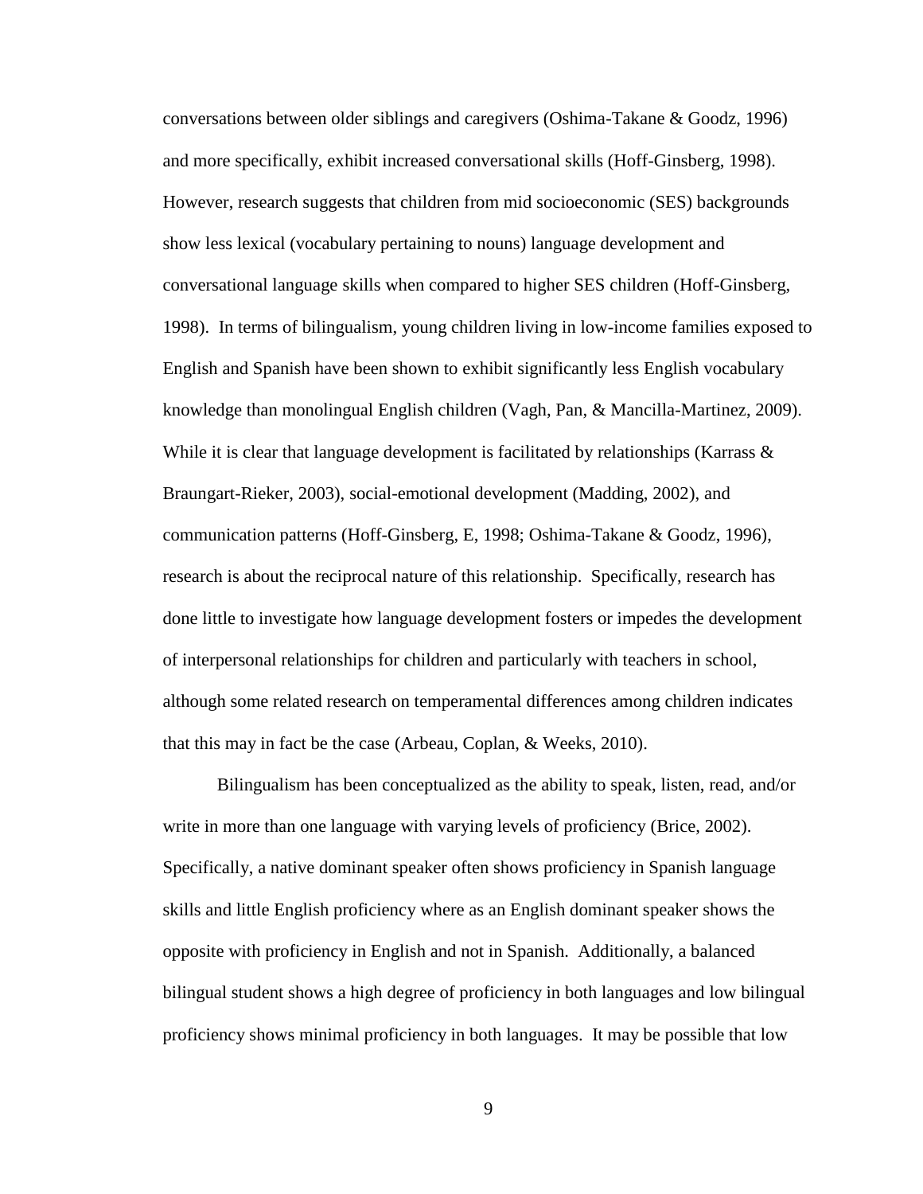conversations between older siblings and caregivers (Oshima-Takane & Goodz, 1996) and more specifically, exhibit increased conversational skills (Hoff-Ginsberg, 1998). However, research suggests that children from mid socioeconomic (SES) backgrounds show less lexical (vocabulary pertaining to nouns) language development and conversational language skills when compared to higher SES children (Hoff-Ginsberg, 1998). In terms of bilingualism, young children living in low-income families exposed to English and Spanish have been shown to exhibit significantly less English vocabulary knowledge than monolingual English children (Vagh, Pan, & Mancilla-Martinez, 2009). While it is clear that language development is facilitated by relationships (Karrass & Braungart-Rieker, 2003), social-emotional development (Madding, 2002), and communication patterns (Hoff-Ginsberg, E, 1998; Oshima-Takane & Goodz, 1996), research is about the reciprocal nature of this relationship. Specifically, research has done little to investigate how language development fosters or impedes the development of interpersonal relationships for children and particularly with teachers in school, although some related research on temperamental differences among children indicates that this may in fact be the case (Arbeau, Coplan, & Weeks, 2010).

Bilingualism has been conceptualized as the ability to speak, listen, read, and/or write in more than one language with varying levels of proficiency (Brice, 2002). Specifically, a native dominant speaker often shows proficiency in Spanish language skills and little English proficiency where as an English dominant speaker shows the opposite with proficiency in English and not in Spanish. Additionally, a balanced bilingual student shows a high degree of proficiency in both languages and low bilingual proficiency shows minimal proficiency in both languages. It may be possible that low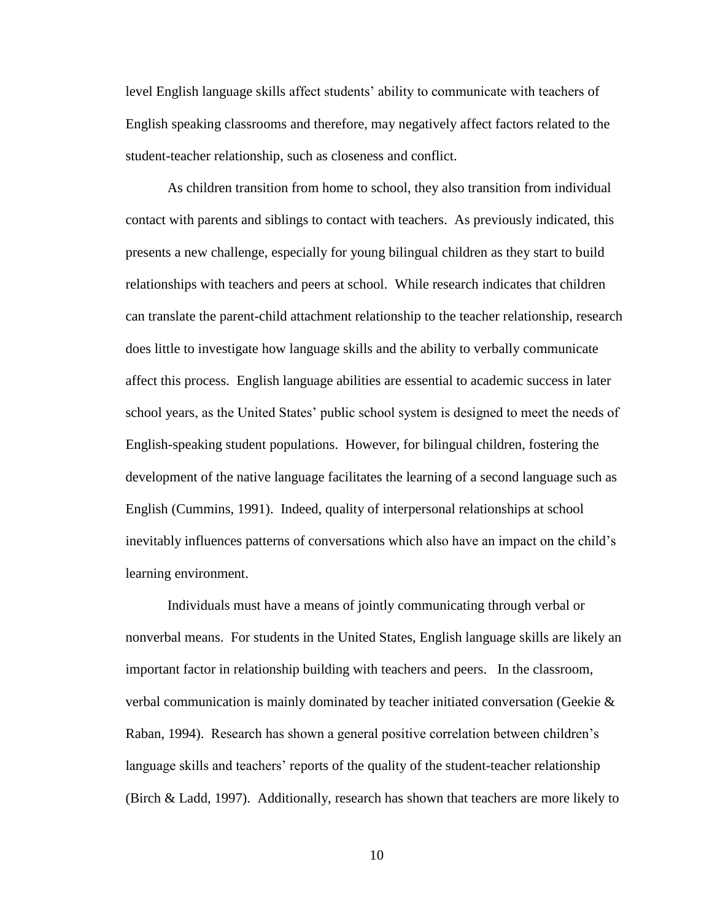level English language skills affect students' ability to communicate with teachers of English speaking classrooms and therefore, may negatively affect factors related to the student-teacher relationship, such as closeness and conflict.

As children transition from home to school, they also transition from individual contact with parents and siblings to contact with teachers. As previously indicated, this presents a new challenge, especially for young bilingual children as they start to build relationships with teachers and peers at school. While research indicates that children can translate the parent-child attachment relationship to the teacher relationship, research does little to investigate how language skills and the ability to verbally communicate affect this process. English language abilities are essential to academic success in later school years, as the United States' public school system is designed to meet the needs of English-speaking student populations. However, for bilingual children, fostering the development of the native language facilitates the learning of a second language such as English (Cummins, 1991). Indeed, quality of interpersonal relationships at school inevitably influences patterns of conversations which also have an impact on the child's learning environment.

Individuals must have a means of jointly communicating through verbal or nonverbal means. For students in the United States, English language skills are likely an important factor in relationship building with teachers and peers. In the classroom, verbal communication is mainly dominated by teacher initiated conversation (Geekie & Raban, 1994). Research has shown a general positive correlation between children's language skills and teachers' reports of the quality of the student-teacher relationship (Birch & Ladd, 1997). Additionally, research has shown that teachers are more likely to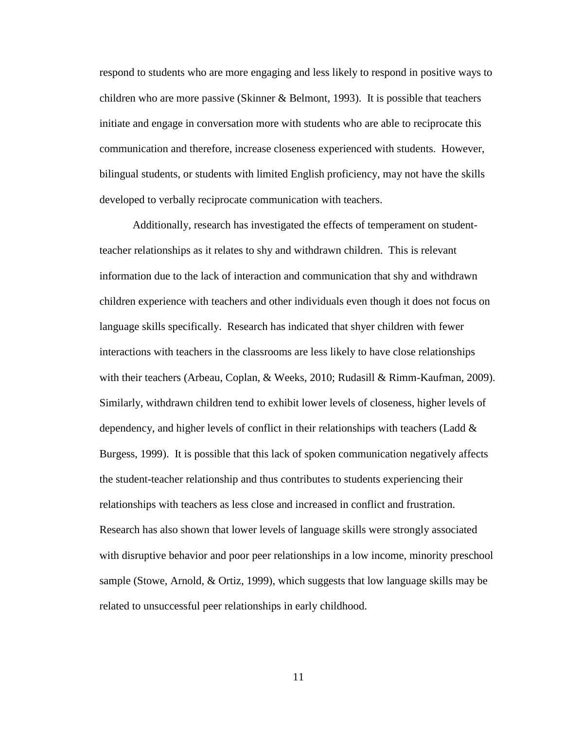respond to students who are more engaging and less likely to respond in positive ways to children who are more passive (Skinner & Belmont, 1993). It is possible that teachers initiate and engage in conversation more with students who are able to reciprocate this communication and therefore, increase closeness experienced with students. However, bilingual students, or students with limited English proficiency, may not have the skills developed to verbally reciprocate communication with teachers.

Additionally, research has investigated the effects of temperament on student-teacher relationships as it relates to shy and withdrawn children. This is relevant information due to the lack of interaction and communication that shy and withdrawn children experience with teachers and other individuals even though it does not focus on language skills specifically. Research has indicated that shyer children with fewer interactions with teachers in the classrooms are less likely to have close relationships with their teachers (Arbeau, Coplan, & Weeks, 2010; Rudasill & Rimm-Kaufman, 2009). Similarly, withdrawn children tend to exhibit lower levels of closeness, higher levels of dependency, and higher levels of conflict in their relationships with teachers (Ladd & Burgess, 1999). It is possible that this lack of spoken communication negatively affects the student-teacher relationship and thus contributes to students experiencing their relationships with teachers as less close and increased in conflict and frustration. Research has also shown that lower levels of language skills were strongly associated with disruptive behavior and poor peer relationships in a low income, minority preschool sample (Stowe, Arnold, & Ortiz, 1999), which suggests that low language skills may be related to unsuccessful peer relationships in early childhood.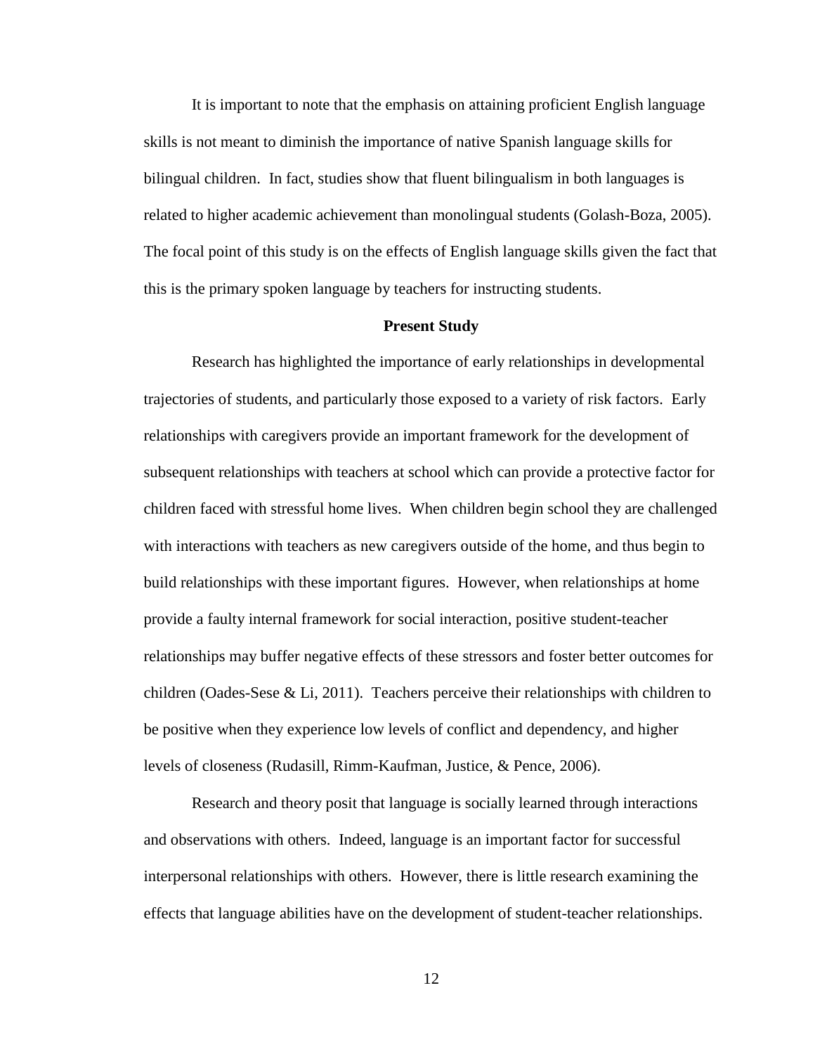It is important to note that the emphasis on attaining proficient English language skills is not meant to diminish the importance of native Spanish language skills for bilingual children. In fact, studies show that fluent bilingualism in both languages is related to higher academic achievement than monolingual students (Golash-Boza, 2005). The focal point of this study is on the effects of English language skills given the fact that this is the primary spoken language by teachers for instructing students.

## Present Study

Research has highlighted the importance of early relationships in developmental trajectories of students, and particularly those exposed to a variety of risk factors. Early relationships with caregivers provide an important framework for the development of subsequent relationships with teachers at school which can provide a protective factor for children faced with stressful home lives. When children begin school they are challenged with interactions with teachers as new caregivers outside of the home, and thus begin to build relationships with these important figures. However, when relationships at home provide a faulty internal framework for social interaction, positive student-teacher relationships may buffer negative effects of these stressors and foster better outcomes for children (Oades-Sese & Li, 2011). Teachers perceive their relationships with children to be positive when they experience low levels of conflict and dependency, and higher levels of closeness (Rudasill, Rimm-Kaufman, Justice, & Pence, 2006).

Research and theory posit that language is socially learned through interactions and observations with others. Indeed, language is an important factor for successful interpersonal relationships with others. However, there is little research examining the effects that language abilities have on the development of student-teacher relationships.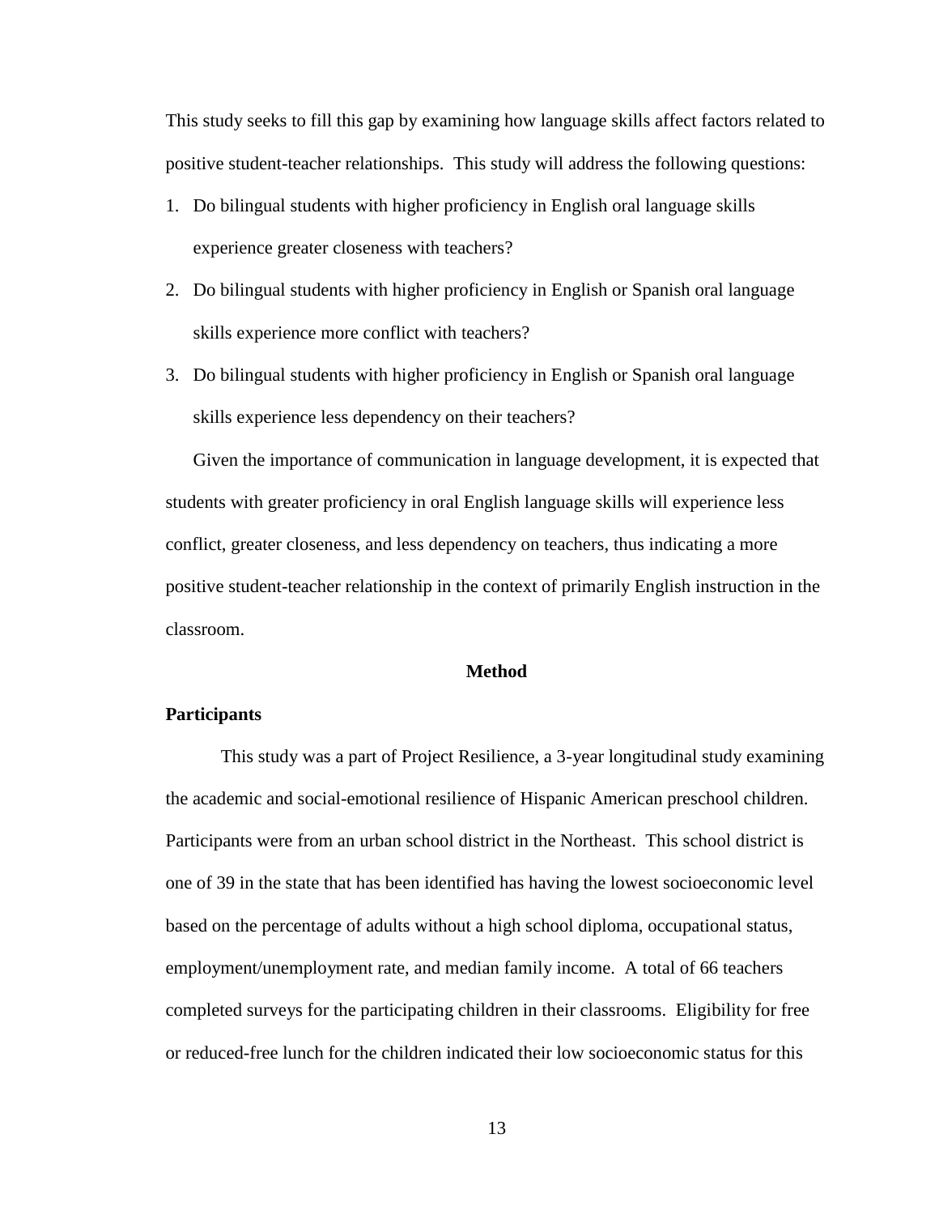This study seeks to fill this gap by examining how language skills affect factors related to positive student-teacher relationships. This study will address the following questions:

1. Do bilingual students with higher proficiency in English oral language skills experience greater closeness with teachers?
2. Do bilingual students with higher proficiency in English or Spanish oral language skills experience more conflict with teachers?
3. Do bilingual students with higher proficiency in English or Spanish oral language skills experience less dependency on their teachers?

Given the importance of communication in language development, it is expected that students with greater proficiency in oral English language skills will experience less conflict, greater closeness, and less dependency on teachers, thus indicating a more positive student-teacher relationship in the context of primarily English instruction in the classroom.

## Method

### Participants

This study was a part of Project Resilience, a 3-year longitudinal study examining the academic and social-emotional resilience of Hispanic American preschool children. Participants were from an urban school district in the Northeast. This school district is one of 39 in the state that has been identified has having the lowest socioeconomic level based on the percentage of adults without a high school diploma, occupational status, employment/unemployment rate, and median family income. A total of 66 teachers completed surveys for the participating children in their classrooms. Eligibility for free or reduced-free lunch for the children indicated their low socioeconomic status for this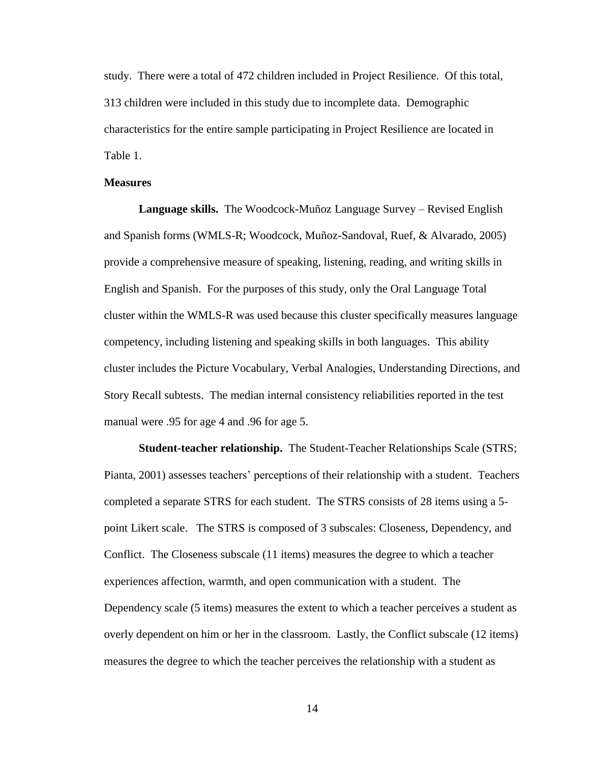study. There were a total of 472 children included in Project Resilience. Of this total, 313 children were included in this study due to incomplete data. Demographic characteristics for the entire sample participating in Project Resilience are located in Table 1.

**Measures**

**Language skills.** The Woodcock-Muñoz Language Survey – Revised English and Spanish forms (WMLS-R; Woodcock, Muñoz-Sandoval, Ruef, & Alvarado, 2005) provide a comprehensive measure of speaking, listening, reading, and writing skills in English and Spanish. For the purposes of this study, only the Oral Language Total cluster within the WMLS-R was used because this cluster specifically measures language competency, including listening and speaking skills in both languages. This ability cluster includes the Picture Vocabulary, Verbal Analogies, Understanding Directions, and Story Recall subtests. The median internal consistency reliabilities reported in the test manual were .95 for age 4 and .96 for age 5.

**Student-teacher relationship.** The Student-Teacher Relationships Scale (STRS; Pianta, 2001) assesses teachers' perceptions of their relationship with a student. Teachers completed a separate STRS for each student. The STRS consists of 28 items using a 5-point Likert scale. The STRS is composed of 3 subscales: Closeness, Dependency, and Conflict. The Closeness subscale (11 items) measures the degree to which a teacher experiences affection, warmth, and open communication with a student. The Dependency scale (5 items) measures the extent to which a teacher perceives a student as overly dependent on him or her in the classroom. Lastly, the Conflict subscale (12 items) measures the degree to which the teacher perceives the relationship with a student as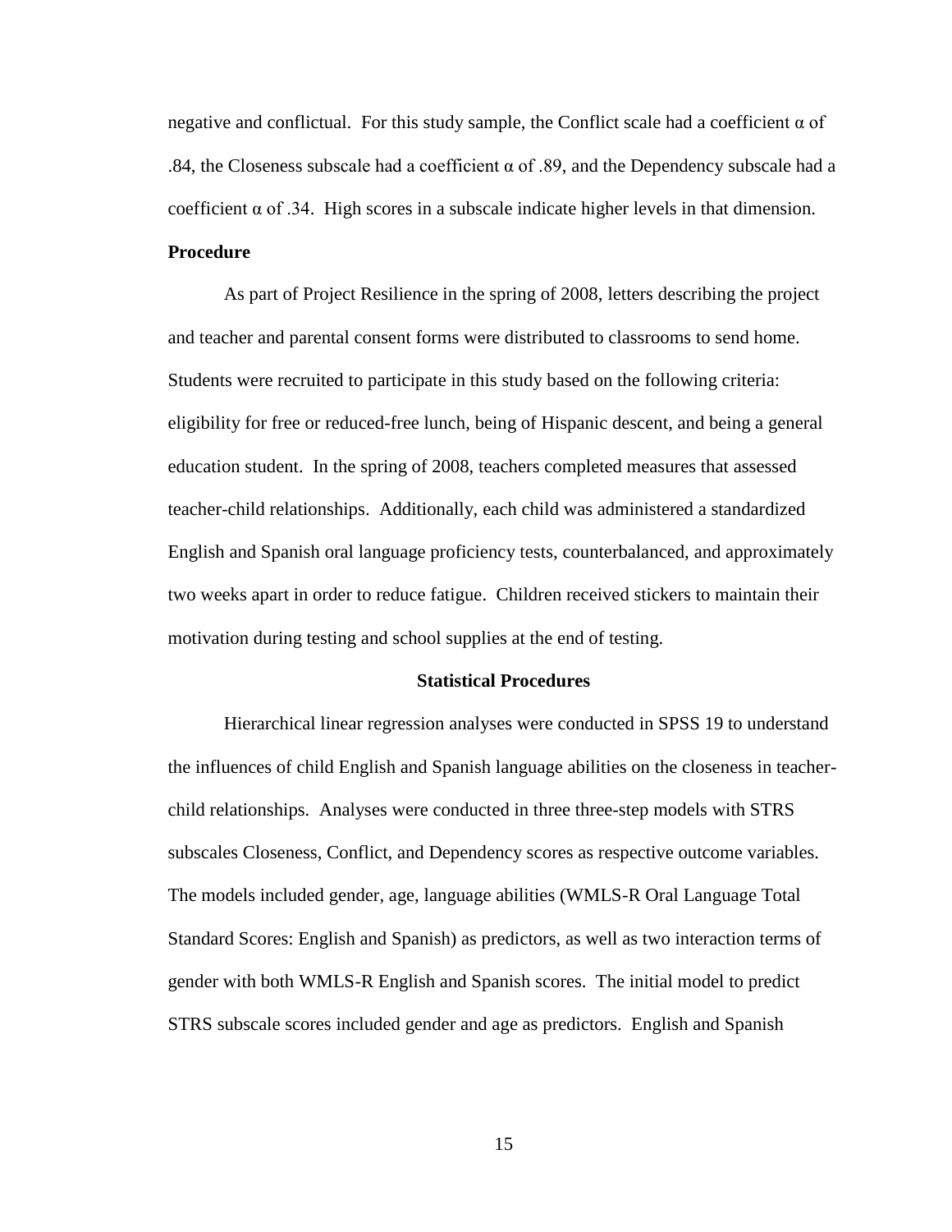negative and conflictual. For this study sample, the Conflict scale had a coefficient α of .84, the Closeness subscale had a coefficient α of .89, and the Dependency subscale had a coefficient α of .34. High scores in a subscale indicate higher levels in that dimension.

**Procedure**

As part of Project Resilience in the spring of 2008, letters describing the project and teacher and parental consent forms were distributed to classrooms to send home. Students were recruited to participate in this study based on the following criteria: eligibility for free or reduced-free lunch, being of Hispanic descent, and being a general education student. In the spring of 2008, teachers completed measures that assessed teacher-child relationships. Additionally, each child was administered a standardized English and Spanish oral language proficiency tests, counterbalanced, and approximately two weeks apart in order to reduce fatigue. Children received stickers to maintain their motivation during testing and school supplies at the end of testing.

## Statistical Procedures

Hierarchical linear regression analyses were conducted in SPSS 19 to understand the influences of child English and Spanish language abilities on the closeness in teacher-child relationships. Analyses were conducted in three three-step models with STRS subscales Closeness, Conflict, and Dependency scores as respective outcome variables. The models included gender, age, language abilities (WMLS-R Oral Language Total Standard Scores: English and Spanish) as predictors, as well as two interaction terms of gender with both WMLS-R English and Spanish scores. The initial model to predict STRS subscale scores included gender and age as predictors. English and Spanish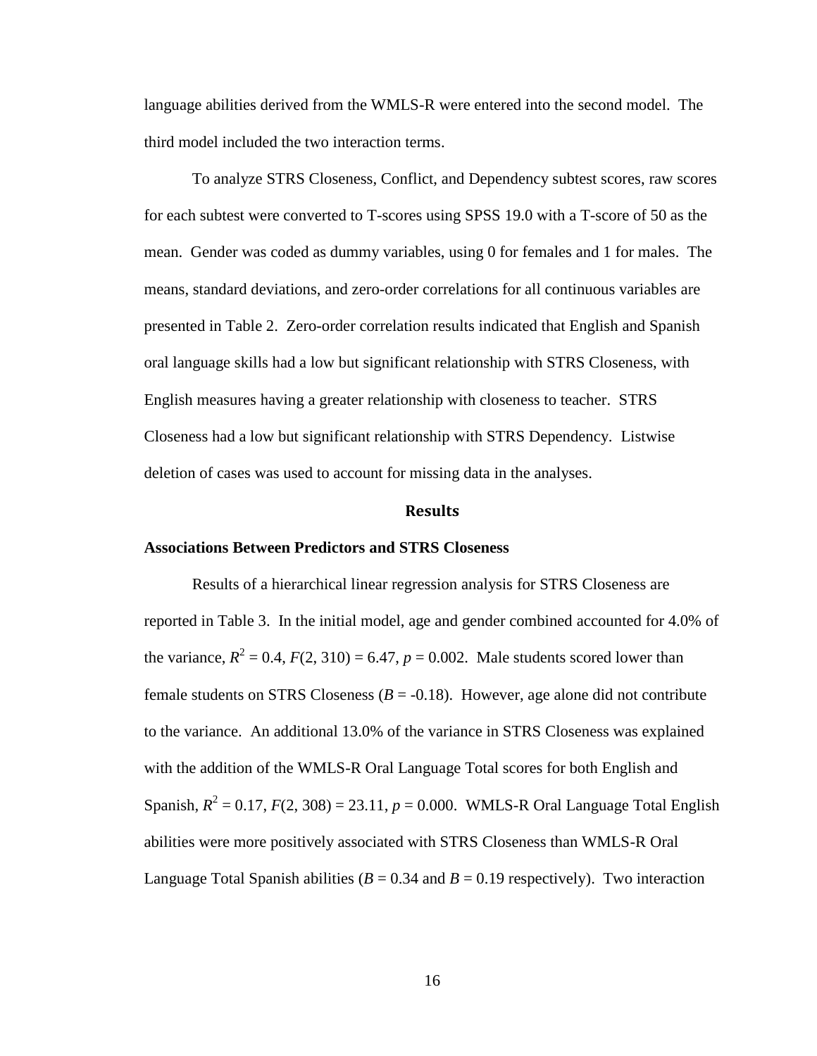language abilities derived from the WMLS-R were entered into the second model. The third model included the two interaction terms.

To analyze STRS Closeness, Conflict, and Dependency subtest scores, raw scores for each subtest were converted to T-scores using SPSS 19.0 with a T-score of 50 as the mean. Gender was coded as dummy variables, using 0 for females and 1 for males. The means, standard deviations, and zero-order correlations for all continuous variables are presented in Table 2. Zero-order correlation results indicated that English and Spanish oral language skills had a low but significant relationship with STRS Closeness, with English measures having a greater relationship with closeness to teacher. STRS Closeness had a low but significant relationship with STRS Dependency. Listwise deletion of cases was used to account for missing data in the analyses.

## Results

### Associations Between Predictors and STRS Closeness

Results of a hierarchical linear regression analysis for STRS Closeness are reported in Table 3. In the initial model, age and gender combined accounted for 4.0% of the variance, $R^2 = 0.4$, $F(2, 310) = 6.47$, $p = 0.002$. Male students scored lower than female students on STRS Closeness ($B = -0.18$). However, age alone did not contribute to the variance. An additional 13.0% of the variance in STRS Closeness was explained with the addition of the WMLS-R Oral Language Total scores for both English and Spanish, $R^2 = 0.17$, $F(2, 308) = 23.11$, $p = 0.000$. WMLS-R Oral Language Total English abilities were more positively associated with STRS Closeness than WMLS-R Oral Language Total Spanish abilities ($B = 0.34$ and $B = 0.19$ respectively). Two interaction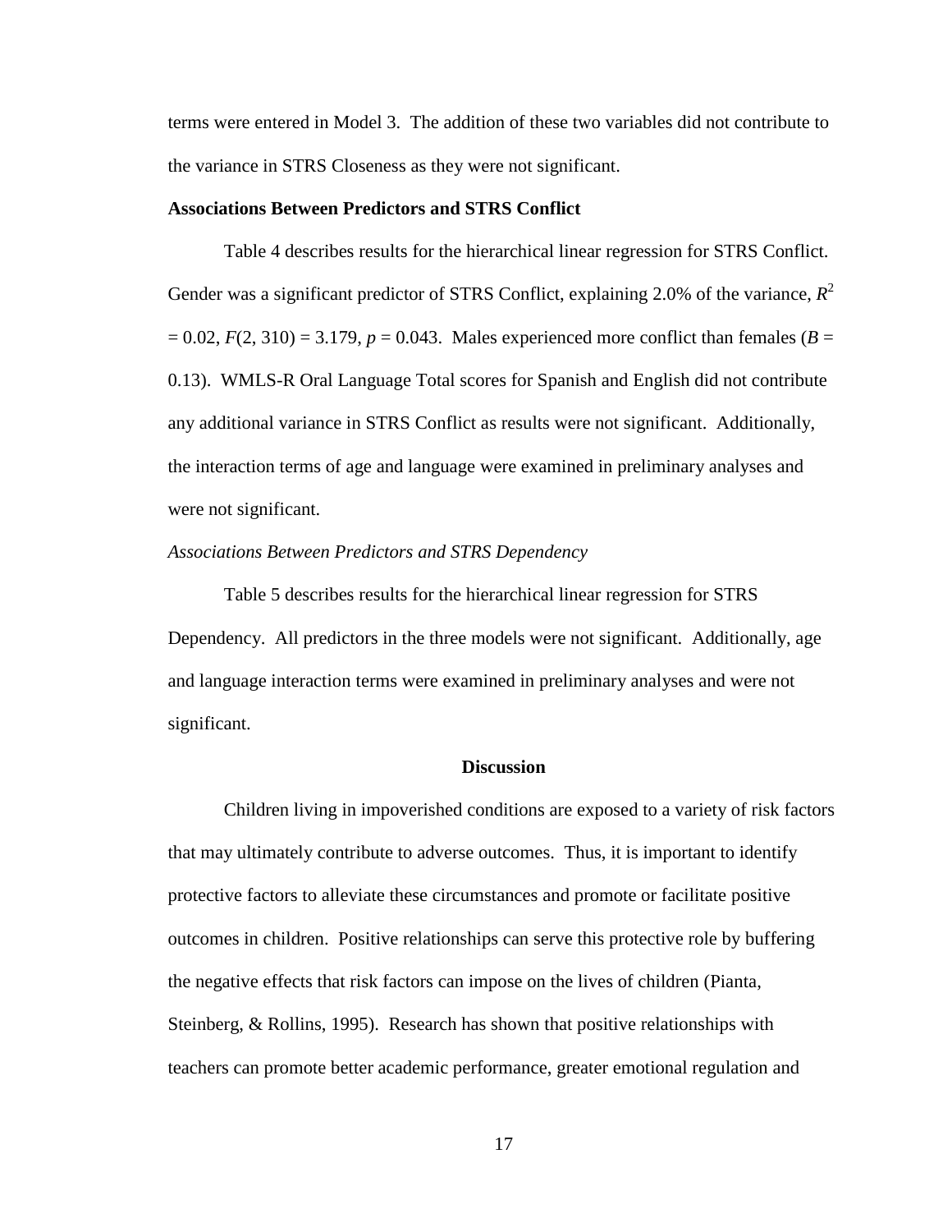terms were entered in Model 3. The addition of these two variables did not contribute to the variance in STRS Closeness as they were not significant.

### Associations Between Predictors and STRS Conflict

Table 4 describes results for the hierarchical linear regression for STRS Conflict. Gender was a significant predictor of STRS Conflict, explaining 2.0% of the variance, $R^2 = 0.02$, $F(2, 310) = 3.179$, $p = 0.043$. Males experienced more conflict than females ($B = 0.13$). WMLS-R Oral Language Total scores for Spanish and English did not contribute any additional variance in STRS Conflict as results were not significant. Additionally, the interaction terms of age and language were examined in preliminary analyses and were not significant.

#### *Associations Between Predictors and STRS Dependency*

Table 5 describes results for the hierarchical linear regression for STRS Dependency. All predictors in the three models were not significant. Additionally, age and language interaction terms were examined in preliminary analyses and were not significant.

## Discussion

Children living in impoverished conditions are exposed to a variety of risk factors that may ultimately contribute to adverse outcomes. Thus, it is important to identify protective factors to alleviate these circumstances and promote or facilitate positive outcomes in children. Positive relationships can serve this protective role by buffering the negative effects that risk factors can impose on the lives of children (Pianta, Steinberg, & Rollins, 1995). Research has shown that positive relationships with teachers can promote better academic performance, greater emotional regulation and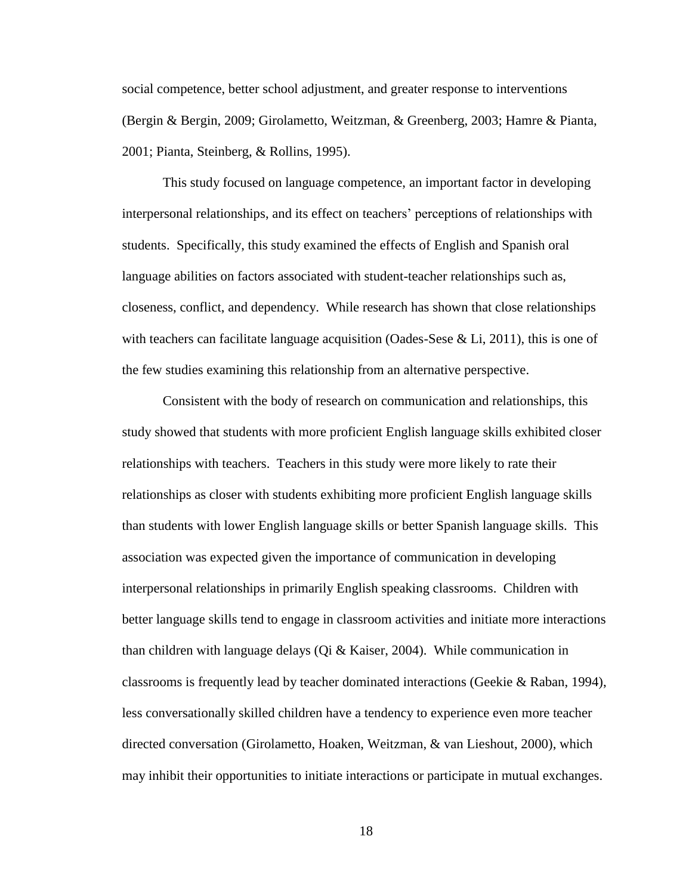social competence, better school adjustment, and greater response to interventions (Bergin & Bergin, 2009; Girolametto, Weitzman, & Greenberg, 2003; Hamre & Pianta, 2001; Pianta, Steinberg, & Rollins, 1995).

This study focused on language competence, an important factor in developing interpersonal relationships, and its effect on teachers' perceptions of relationships with students. Specifically, this study examined the effects of English and Spanish oral language abilities on factors associated with student-teacher relationships such as, closeness, conflict, and dependency. While research has shown that close relationships with teachers can facilitate language acquisition (Oades-Sese & Li, 2011), this is one of the few studies examining this relationship from an alternative perspective.

Consistent with the body of research on communication and relationships, this study showed that students with more proficient English language skills exhibited closer relationships with teachers. Teachers in this study were more likely to rate their relationships as closer with students exhibiting more proficient English language skills than students with lower English language skills or better Spanish language skills. This association was expected given the importance of communication in developing interpersonal relationships in primarily English speaking classrooms. Children with better language skills tend to engage in classroom activities and initiate more interactions than children with language delays (Qi & Kaiser, 2004). While communication in classrooms is frequently lead by teacher dominated interactions (Geekie & Raban, 1994), less conversationally skilled children have a tendency to experience even more teacher directed conversation (Girolametto, Hoaken, Weitzman, & van Lieshout, 2000), which may inhibit their opportunities to initiate interactions or participate in mutual exchanges.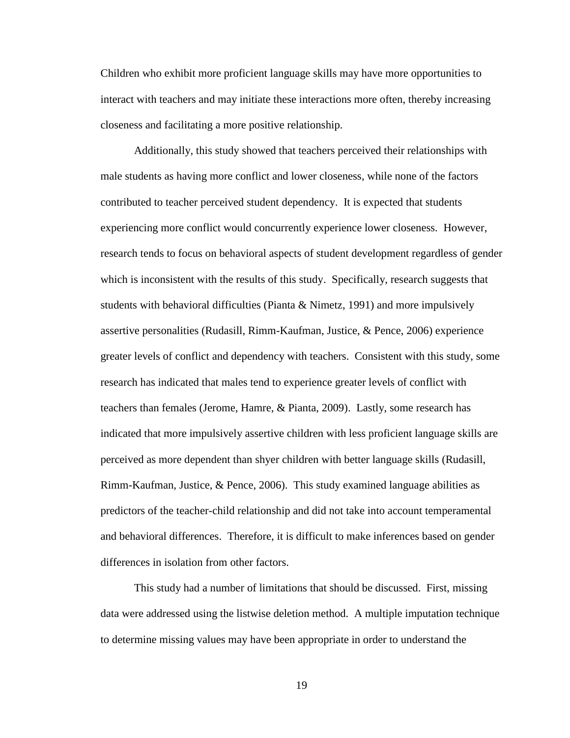Children who exhibit more proficient language skills may have more opportunities to interact with teachers and may initiate these interactions more often, thereby increasing closeness and facilitating a more positive relationship.

Additionally, this study showed that teachers perceived their relationships with male students as having more conflict and lower closeness, while none of the factors contributed to teacher perceived student dependency. It is expected that students experiencing more conflict would concurrently experience lower closeness. However, research tends to focus on behavioral aspects of student development regardless of gender which is inconsistent with the results of this study. Specifically, research suggests that students with behavioral difficulties (Pianta & Nimetz, 1991) and more impulsively assertive personalities (Rudasill, Rimm-Kaufman, Justice, & Pence, 2006) experience greater levels of conflict and dependency with teachers. Consistent with this study, some research has indicated that males tend to experience greater levels of conflict with teachers than females (Jerome, Hamre, & Pianta, 2009). Lastly, some research has indicated that more impulsively assertive children with less proficient language skills are perceived as more dependent than shyer children with better language skills (Rudasill, Rimm-Kaufman, Justice, & Pence, 2006). This study examined language abilities as predictors of the teacher-child relationship and did not take into account temperamental and behavioral differences. Therefore, it is difficult to make inferences based on gender differences in isolation from other factors.

This study had a number of limitations that should be discussed. First, missing data were addressed using the listwise deletion method. A multiple imputation technique to determine missing values may have been appropriate in order to understand the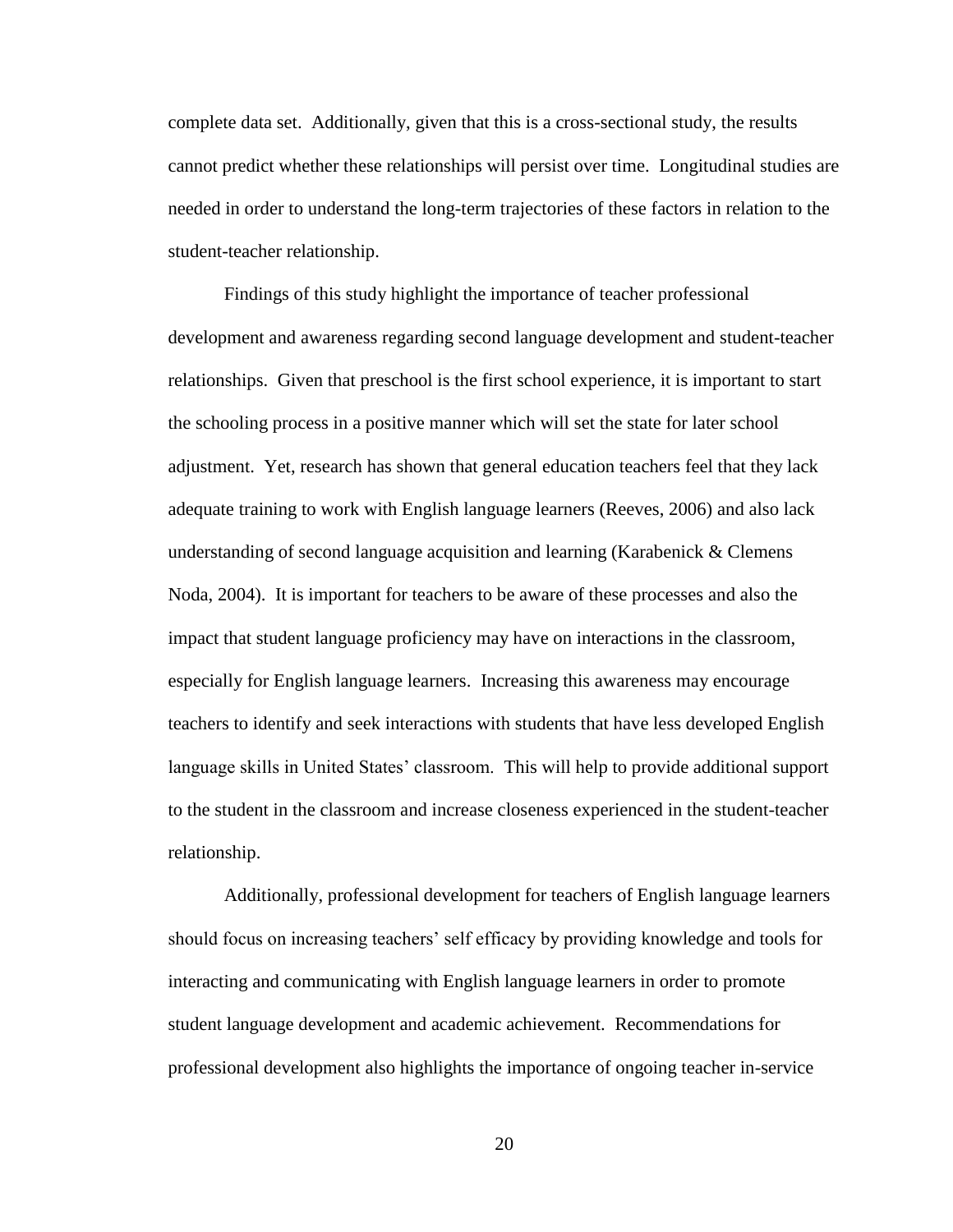complete data set. Additionally, given that this is a cross-sectional study, the results cannot predict whether these relationships will persist over time. Longitudinal studies are needed in order to understand the long-term trajectories of these factors in relation to the student-teacher relationship.

Findings of this study highlight the importance of teacher professional development and awareness regarding second language development and student-teacher relationships. Given that preschool is the first school experience, it is important to start the schooling process in a positive manner which will set the state for later school adjustment. Yet, research has shown that general education teachers feel that they lack adequate training to work with English language learners (Reeves, 2006) and also lack understanding of second language acquisition and learning (Karabenick & Clemens Noda, 2004). It is important for teachers to be aware of these processes and also the impact that student language proficiency may have on interactions in the classroom, especially for English language learners. Increasing this awareness may encourage teachers to identify and seek interactions with students that have less developed English language skills in United States' classroom. This will help to provide additional support to the student in the classroom and increase closeness experienced in the student-teacher relationship.

Additionally, professional development for teachers of English language learners should focus on increasing teachers' self efficacy by providing knowledge and tools for interacting and communicating with English language learners in order to promote student language development and academic achievement. Recommendations for professional development also highlights the importance of ongoing teacher in-service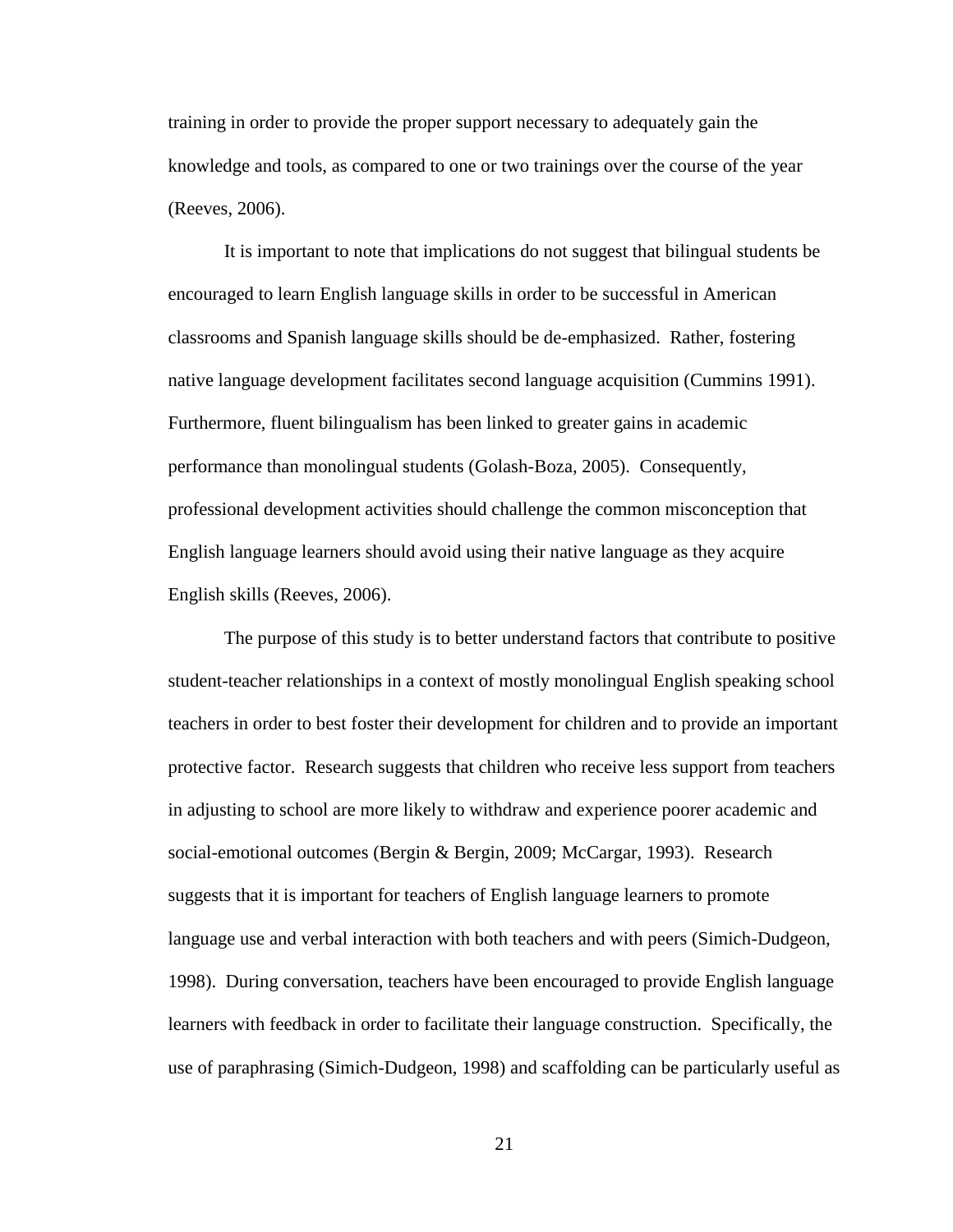training in order to provide the proper support necessary to adequately gain the knowledge and tools, as compared to one or two trainings over the course of the year (Reeves, 2006).

It is important to note that implications do not suggest that bilingual students be encouraged to learn English language skills in order to be successful in American classrooms and Spanish language skills should be de-emphasized. Rather, fostering native language development facilitates second language acquisition (Cummins 1991). Furthermore, fluent bilingualism has been linked to greater gains in academic performance than monolingual students (Golash-Boza, 2005). Consequently, professional development activities should challenge the common misconception that English language learners should avoid using their native language as they acquire English skills (Reeves, 2006).

The purpose of this study is to better understand factors that contribute to positive student-teacher relationships in a context of mostly monolingual English speaking school teachers in order to best foster their development for children and to provide an important protective factor. Research suggests that children who receive less support from teachers in adjusting to school are more likely to withdraw and experience poorer academic and social-emotional outcomes (Bergin & Bergin, 2009; McCargar, 1993). Research suggests that it is important for teachers of English language learners to promote language use and verbal interaction with both teachers and with peers (Simich-Dudgeon, 1998). During conversation, teachers have been encouraged to provide English language learners with feedback in order to facilitate their language construction. Specifically, the use of paraphrasing (Simich-Dudgeon, 1998) and scaffolding can be particularly useful as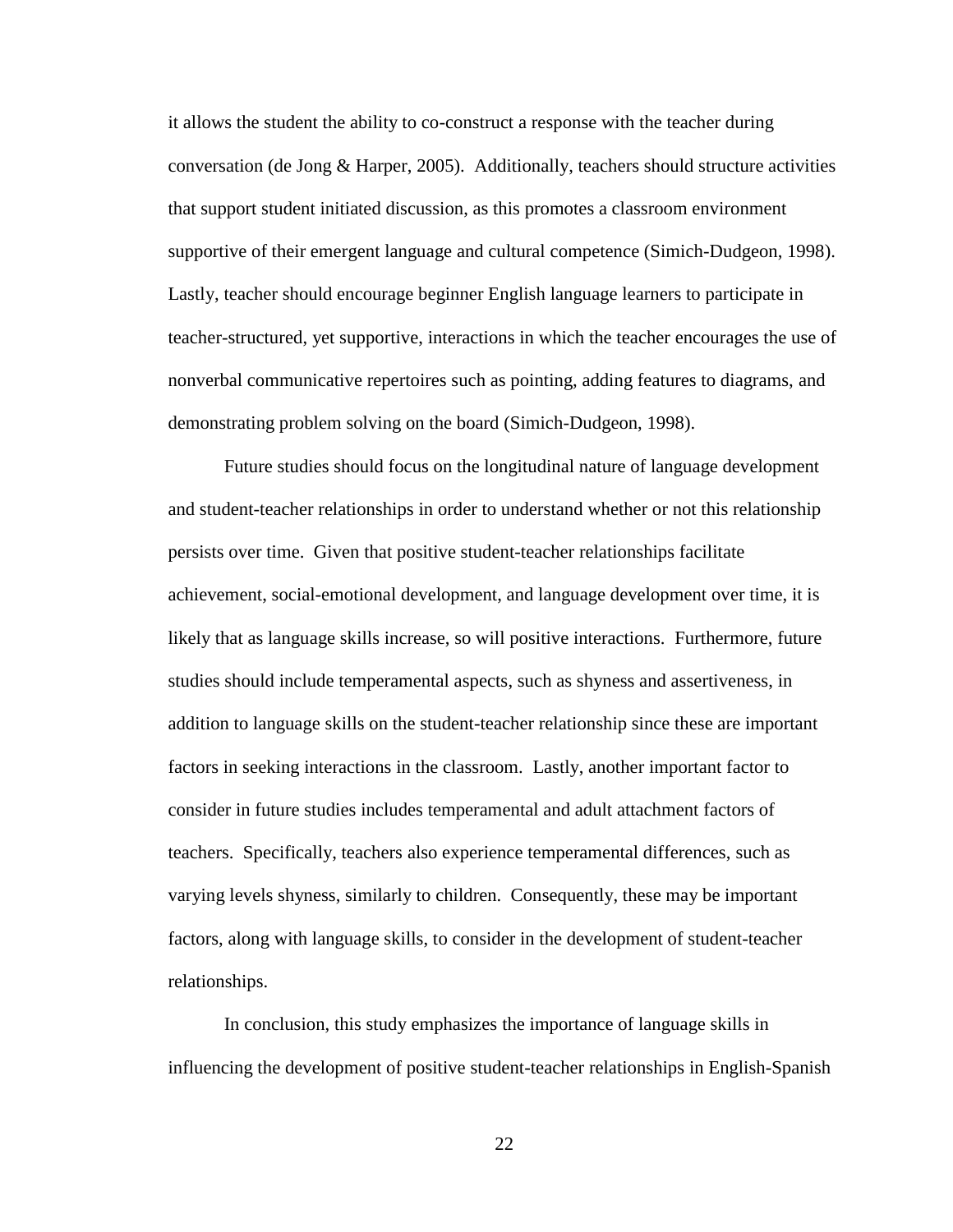it allows the student the ability to co-construct a response with the teacher during conversation (de Jong & Harper, 2005). Additionally, teachers should structure activities that support student initiated discussion, as this promotes a classroom environment supportive of their emergent language and cultural competence (Simich-Dudgeon, 1998). Lastly, teacher should encourage beginner English language learners to participate in teacher-structured, yet supportive, interactions in which the teacher encourages the use of nonverbal communicative repertoires such as pointing, adding features to diagrams, and demonstrating problem solving on the board (Simich-Dudgeon, 1998).

Future studies should focus on the longitudinal nature of language development and student-teacher relationships in order to understand whether or not this relationship persists over time. Given that positive student-teacher relationships facilitate achievement, social-emotional development, and language development over time, it is likely that as language skills increase, so will positive interactions. Furthermore, future studies should include temperamental aspects, such as shyness and assertiveness, in addition to language skills on the student-teacher relationship since these are important factors in seeking interactions in the classroom. Lastly, another important factor to consider in future studies includes temperamental and adult attachment factors of teachers. Specifically, teachers also experience temperamental differences, such as varying levels shyness, similarly to children. Consequently, these may be important factors, along with language skills, to consider in the development of student-teacher relationships.

In conclusion, this study emphasizes the importance of language skills in influencing the development of positive student-teacher relationships in English-Spanish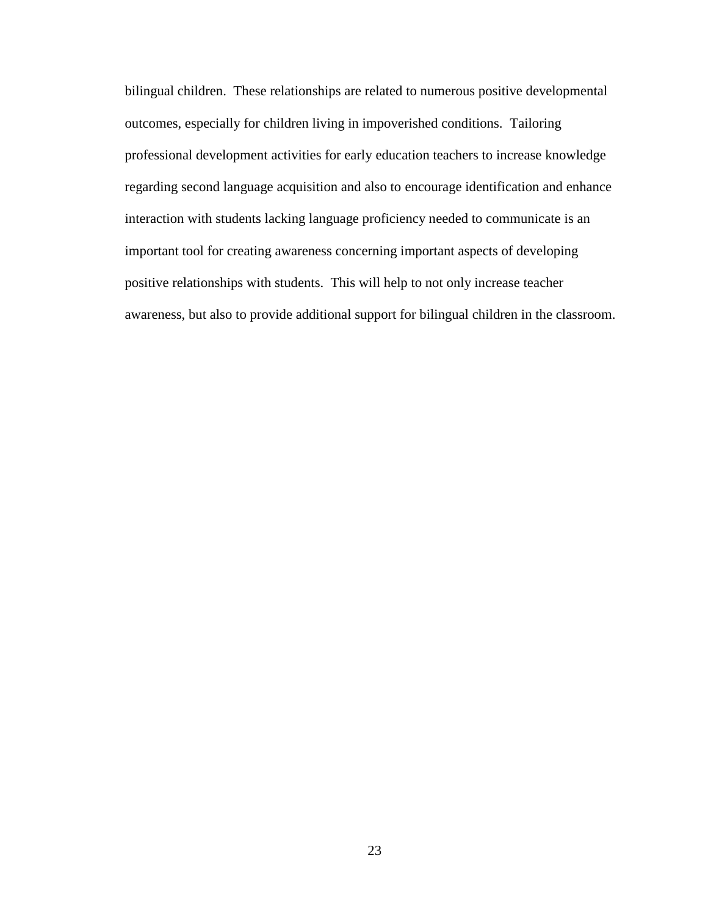bilingual children. These relationships are related to numerous positive developmental outcomes, especially for children living in impoverished conditions. Tailoring professional development activities for early education teachers to increase knowledge regarding second language acquisition and also to encourage identification and enhance interaction with students lacking language proficiency needed to communicate is an important tool for creating awareness concerning important aspects of developing positive relationships with students. This will help to not only increase teacher awareness, but also to provide additional support for bilingual children in the classroom.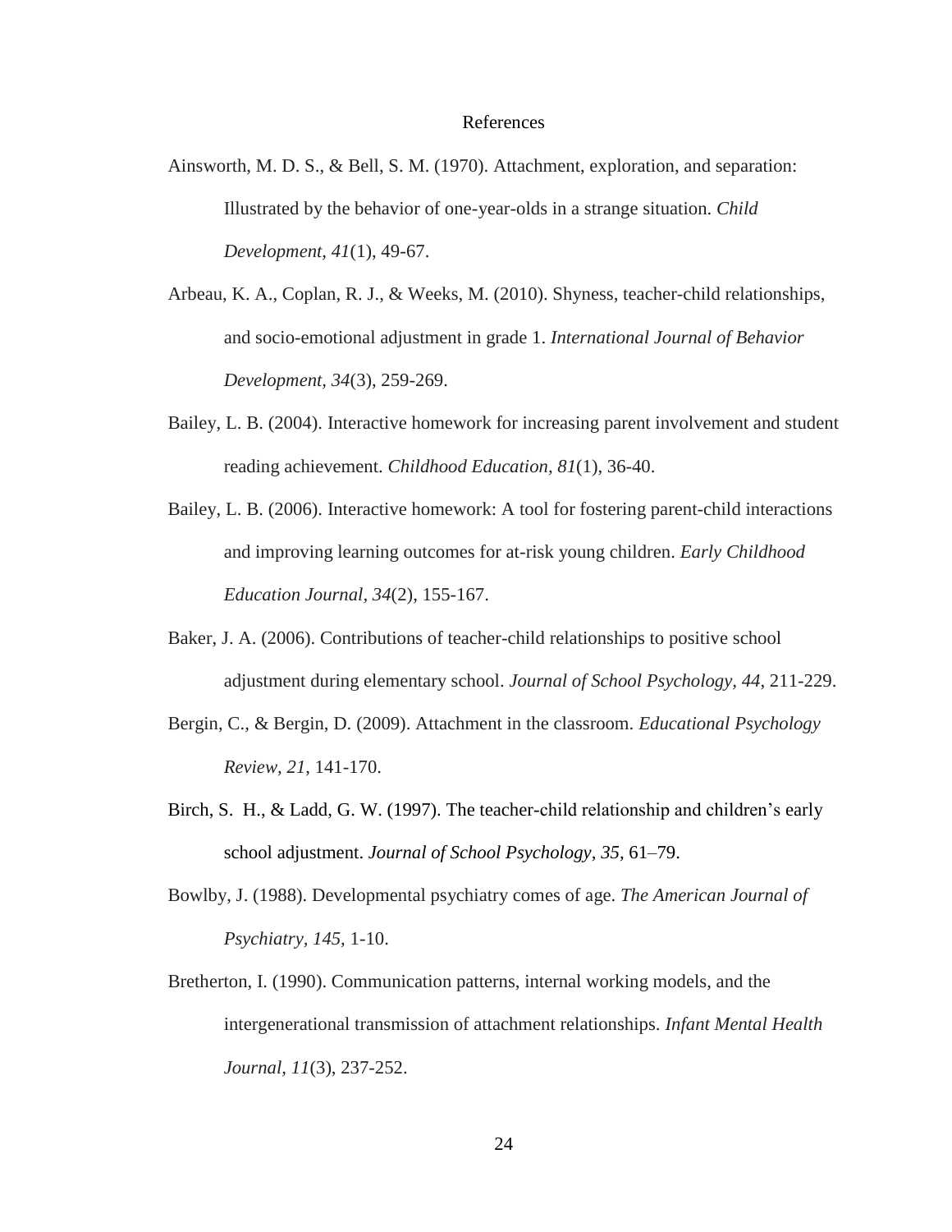# References

Ainsworth, M. D. S., & Bell, S. M. (1970). Attachment, exploration, and separation: Illustrated by the behavior of one-year-olds in a strange situation. *Child Development, 41*(1), 49-67.

Arbeau, K. A., Coplan, R. J., & Weeks, M. (2010). Shyness, teacher-child relationships, and socio-emotional adjustment in grade 1. *International Journal of Behavior Development*, *34*(3), 259-269.

Bailey, L. B. (2004). Interactive homework for increasing parent involvement and student reading achievement. *Childhood Education, 81*(1), 36-40.

Bailey, L. B. (2006). Interactive homework: A tool for fostering parent-child interactions and improving learning outcomes for at-risk young children. *Early Childhood Education Journal*, *34*(2), 155-167.

Baker, J. A. (2006). Contributions of teacher-child relationships to positive school adjustment during elementary school. *Journal of School Psychology, 44*, 211-229.

Bergin, C., & Bergin, D. (2009). Attachment in the classroom. *Educational Psychology Review*, *21*, 141-170.

Birch, S. H., & Ladd, G. W. (1997). The teacher-child relationship and children's early school adjustment. *Journal of School Psychology*, *35*, 61–79.

Bowlby, J. (1988). Developmental psychiatry comes of age. *The American Journal of Psychiatry, 145*, 1-10.

Bretherton, I. (1990). Communication patterns, internal working models, and the intergenerational transmission of attachment relationships. *Infant Mental Health Journal*, *11*(3), 237-252.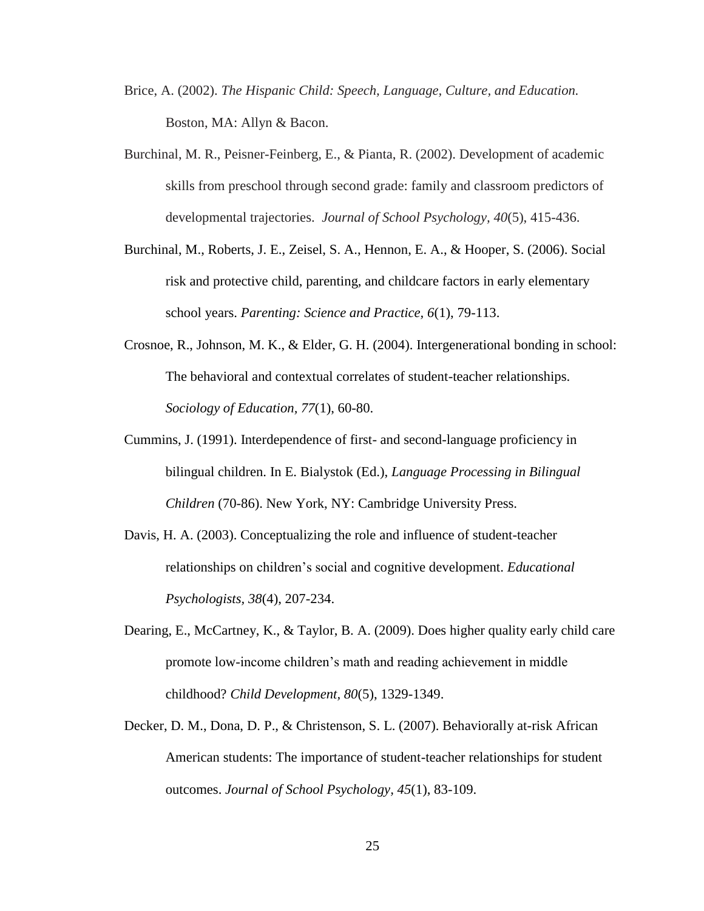Brice, A. (2002). *The Hispanic Child: Speech, Language, Culture, and Education.* Boston, MA: Allyn & Bacon.

Burchinal, M. R., Peisner-Feinberg, E., & Pianta, R. (2002). Development of academic skills from preschool through second grade: family and classroom predictors of developmental trajectories. *Journal of School Psychology, 40*(5), 415-436.

Burchinal, M., Roberts, J. E., Zeisel, S. A., Hennon, E. A., & Hooper, S. (2006). Social risk and protective child, parenting, and childcare factors in early elementary school years. *Parenting: Science and Practice, 6*(1), 79-113.

Crosnoe, R., Johnson, M. K., & Elder, G. H. (2004). Intergenerational bonding in school: The behavioral and contextual correlates of student-teacher relationships. *Sociology of Education, 77*(1), 60-80.

Cummins, J. (1991). Interdependence of first- and second-language proficiency in bilingual children. In E. Bialystok (Ed.), *Language Processing in Bilingual Children* (70-86). New York, NY: Cambridge University Press.

Davis, H. A. (2003). Conceptualizing the role and influence of student-teacher relationships on children's social and cognitive development. *Educational Psychologists, 38*(4), 207-234.

Dearing, E., McCartney, K., & Taylor, B. A. (2009). Does higher quality early child care promote low-income children's math and reading achievement in middle childhood? *Child Development, 80*(5), 1329-1349.

Decker, D. M., Dona, D. P., & Christenson, S. L. (2007). Behaviorally at-risk African American students: The importance of student-teacher relationships for student outcomes. *Journal of School Psychology, 45*(1), 83-109.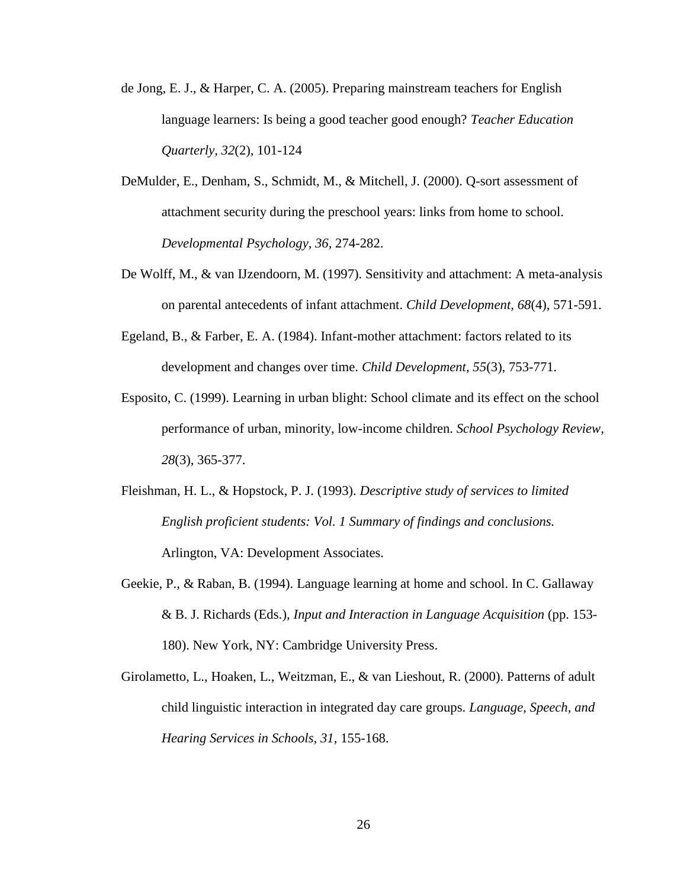de Jong, E. J., & Harper, C. A. (2005). Preparing mainstream teachers for English language learners: Is being a good teacher good enough? *Teacher Education Quarterly, 32*(2), 101-124

DeMulder, E., Denham, S., Schmidt, M., & Mitchell, J. (2000). Q-sort assessment of attachment security during the preschool years: links from home to school. *Developmental Psychology, 36*, 274-282.

De Wolff, M., & van IJzendoorn, M. (1997). Sensitivity and attachment: A meta-analysis on parental antecedents of infant attachment. *Child Development, 68*(4), 571-591.

Egeland, B., & Farber, E. A. (1984). Infant-mother attachment: factors related to its development and changes over time. *Child Development, 55*(3), 753-771.

Esposito, C. (1999). Learning in urban blight: School climate and its effect on the school performance of urban, minority, low-income children. *School Psychology Review, 28*(3), 365-377.

Fleishman, H. L., & Hopstock, P. J. (1993). *Descriptive study of services to limited English proficient students: Vol. 1 Summary of findings and conclusions.* Arlington, VA: Development Associates.

Geekie, P., & Raban, B. (1994). Language learning at home and school. In C. Gallaway & B. J. Richards (Eds.), *Input and Interaction in Language Acquisition* (pp. 153-180). New York, NY: Cambridge University Press.

Girolametto, L., Hoaken, L., Weitzman, E., & van Lieshout, R. (2000). Patterns of adult child linguistic interaction in integrated day care groups. *Language, Speech, and Hearing Services in Schools, 31*, 155-168.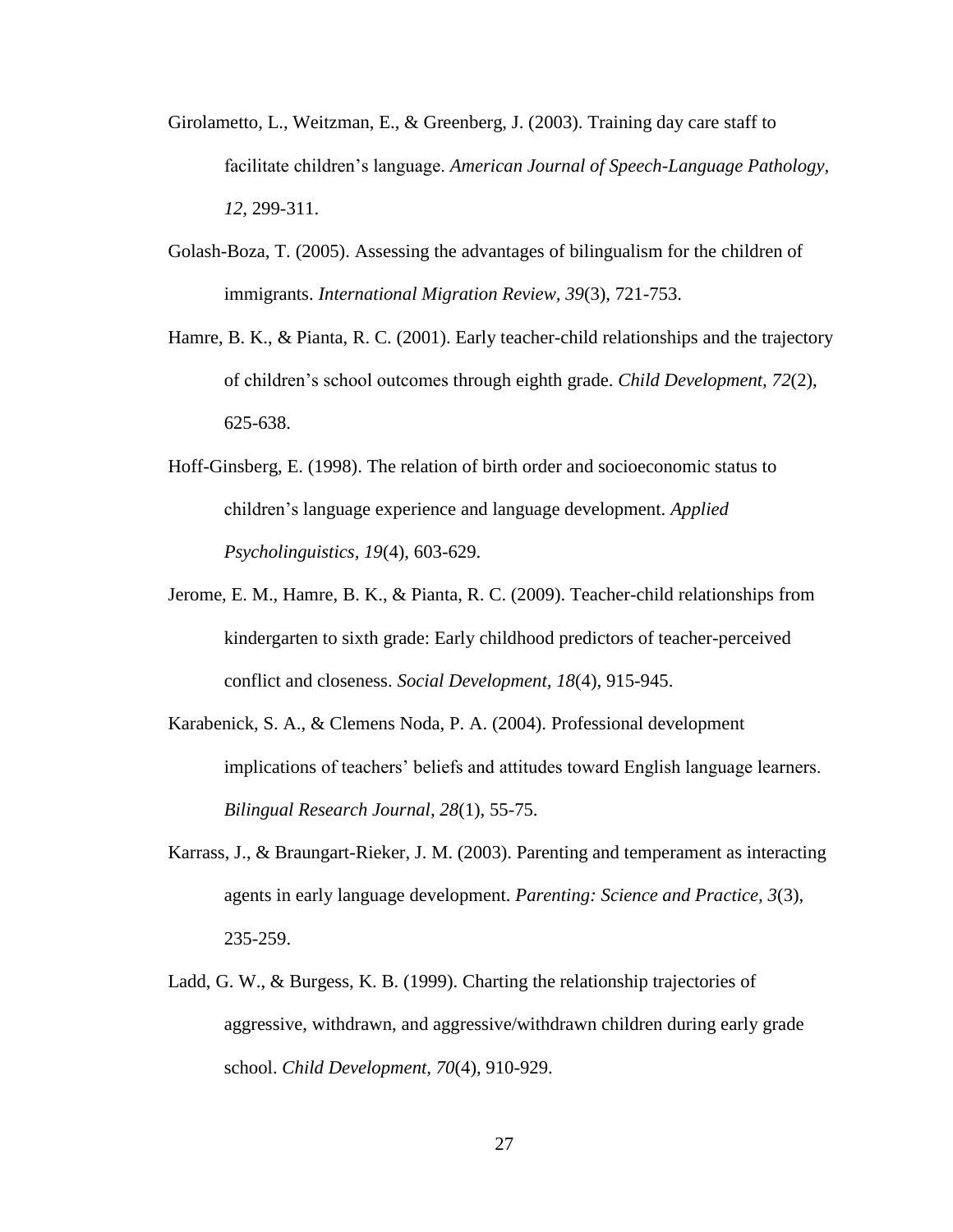Girolametto, L., Weitzman, E., & Greenberg, J. (2003). Training day care staff to facilitate children's language. *American Journal of Speech-Language Pathology, 12*, 299-311.

Golash-Boza, T. (2005). Assessing the advantages of bilingualism for the children of immigrants. *International Migration Review, 39*(3), 721-753.

Hamre, B. K., & Pianta, R. C. (2001). Early teacher-child relationships and the trajectory of children's school outcomes through eighth grade. *Child Development, 72*(2), 625-638.

Hoff-Ginsberg, E. (1998). The relation of birth order and socioeconomic status to children's language experience and language development. *Applied Psycholinguistics, 19*(4), 603-629.

Jerome, E. M., Hamre, B. K., & Pianta, R. C. (2009). Teacher-child relationships from kindergarten to sixth grade: Early childhood predictors of teacher-perceived conflict and closeness. *Social Development, 18*(4), 915-945.

Karabenick, S. A., & Clemens Noda, P. A. (2004). Professional development implications of teachers' beliefs and attitudes toward English language learners. *Bilingual Research Journal, 28*(1), 55-75.

Karrass, J., & Braungart-Rieker, J. M. (2003). Parenting and temperament as interacting agents in early language development. *Parenting: Science and Practice, 3*(3), 235-259.

Ladd, G. W., & Burgess, K. B. (1999). Charting the relationship trajectories of aggressive, withdrawn, and aggressive/withdrawn children during early grade school. *Child Development, 70*(4), 910-929.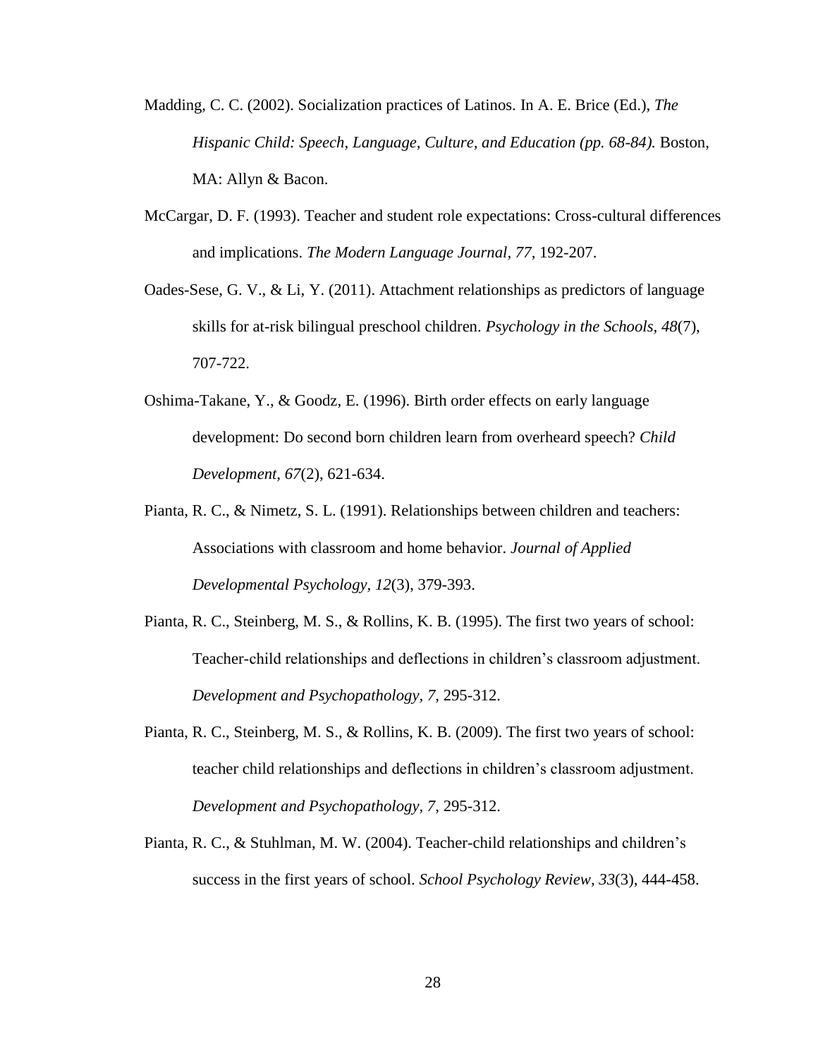Madding, C. C. (2002). Socialization practices of Latinos. In A. E. Brice (Ed.), *The Hispanic Child: Speech, Language, Culture, and Education (pp. 68-84).* Boston, MA: Allyn & Bacon.

McCargar, D. F. (1993). Teacher and student role expectations: Cross-cultural differences and implications. *The Modern Language Journal, 77*, 192-207.

Oades-Sese, G. V., & Li, Y. (2011). Attachment relationships as predictors of language skills for at-risk bilingual preschool children. *Psychology in the Schools, 48*(7), 707-722.

Oshima-Takane, Y., & Goodz, E. (1996). Birth order effects on early language development: Do second born children learn from overheard speech? *Child Development, 67*(2), 621-634.

Pianta, R. C., & Nimetz, S. L. (1991). Relationships between children and teachers: Associations with classroom and home behavior. *Journal of Applied Developmental Psychology, 12*(3), 379-393.

Pianta, R. C., Steinberg, M. S., & Rollins, K. B. (1995). The first two years of school: Teacher-child relationships and deflections in children's classroom adjustment. *Development and Psychopathology, 7*, 295-312.

Pianta, R. C., Steinberg, M. S., & Rollins, K. B. (2009). The first two years of school: teacher child relationships and deflections in children's classroom adjustment. *Development and Psychopathology, 7*, 295-312.

Pianta, R. C., & Stuhlman, M. W. (2004). Teacher-child relationships and children's success in the first years of school. *School Psychology Review, 33*(3), 444-458.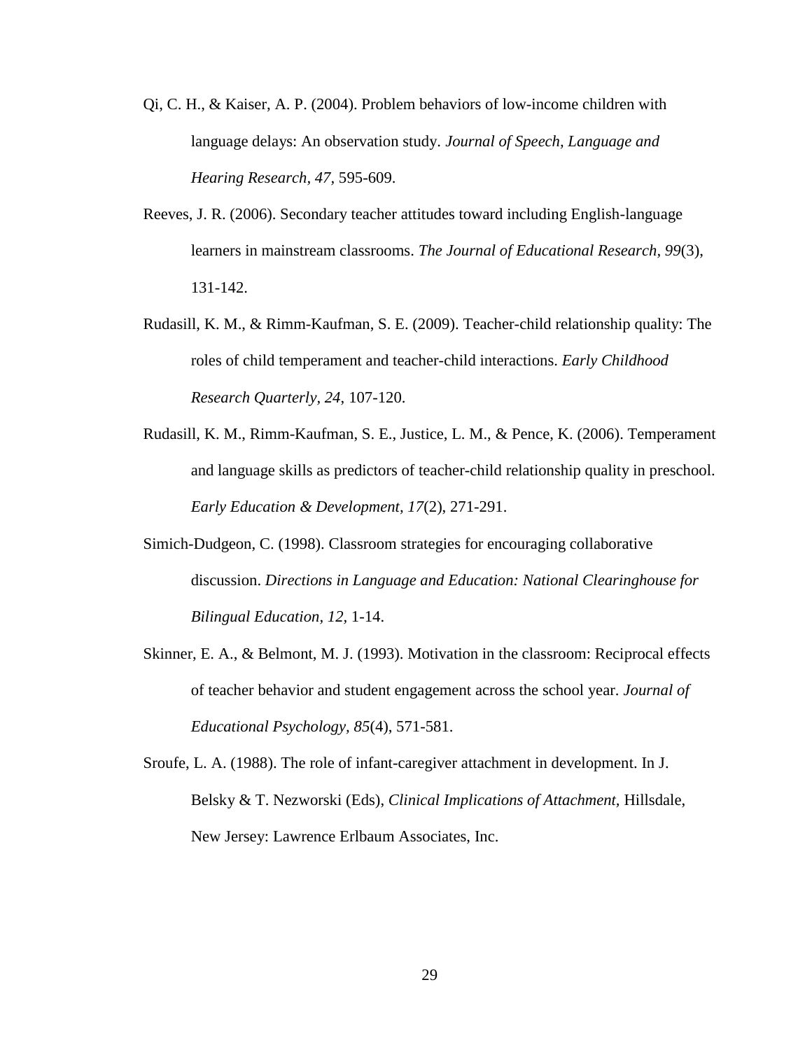Qi, C. H., & Kaiser, A. P. (2004). Problem behaviors of low-income children with language delays: An observation study. *Journal of Speech, Language and Hearing Research, 47*, 595-609.

Reeves, J. R. (2006). Secondary teacher attitudes toward including English-language learners in mainstream classrooms. *The Journal of Educational Research, 99*(3), 131-142.

Rudasill, K. M., & Rimm-Kaufman, S. E. (2009). Teacher-child relationship quality: The roles of child temperament and teacher-child interactions. *Early Childhood Research Quarterly, 24*, 107-120.

Rudasill, K. M., Rimm-Kaufman, S. E., Justice, L. M., & Pence, K. (2006). Temperament and language skills as predictors of teacher-child relationship quality in preschool. *Early Education & Development, 17*(2), 271-291.

Simich-Dudgeon, C. (1998). Classroom strategies for encouraging collaborative discussion. *Directions in Language and Education: National Clearinghouse for Bilingual Education, 12*, 1-14.

Skinner, E. A., & Belmont, M. J. (1993). Motivation in the classroom: Reciprocal effects of teacher behavior and student engagement across the school year. *Journal of Educational Psychology, 85*(4), 571-581.

Sroufe, L. A. (1988). The role of infant-caregiver attachment in development. In J. Belsky & T. Nezworski (Eds), *Clinical Implications of Attachment*, Hillsdale, New Jersey: Lawrence Erlbaum Associates, Inc.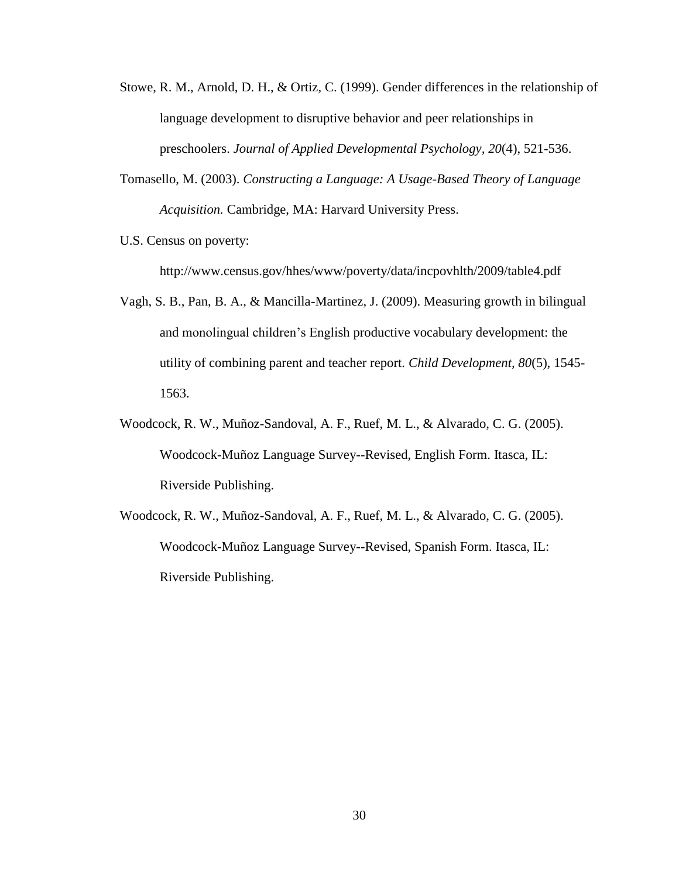Stowe, R. M., Arnold, D. H., & Ortiz, C. (1999). Gender differences in the relationship of language development to disruptive behavior and peer relationships in preschoolers. *Journal of Applied Developmental Psychology*, *20*(4), 521-536.

Tomasello, M. (2003). *Constructing a Language: A Usage-Based Theory of Language Acquisition.* Cambridge, MA: Harvard University Press.

U.S. Census on poverty:

http://www.census.gov/hhes/www/poverty/data/incpovhlth/2009/table4.pdf

Vagh, S. B., Pan, B. A., & Mancilla-Martinez, J. (2009). Measuring growth in bilingual and monolingual children's English productive vocabulary development: the utility of combining parent and teacher report. *Child Development*, *80*(5), 1545-1563.

Woodcock, R. W., Muñoz-Sandoval, A. F., Ruef, M. L., & Alvarado, C. G. (2005). Woodcock-Muñoz Language Survey--Revised, English Form. Itasca, IL: Riverside Publishing.

Woodcock, R. W., Muñoz-Sandoval, A. F., Ruef, M. L., & Alvarado, C. G. (2005). Woodcock-Muñoz Language Survey--Revised, Spanish Form. Itasca, IL: Riverside Publishing.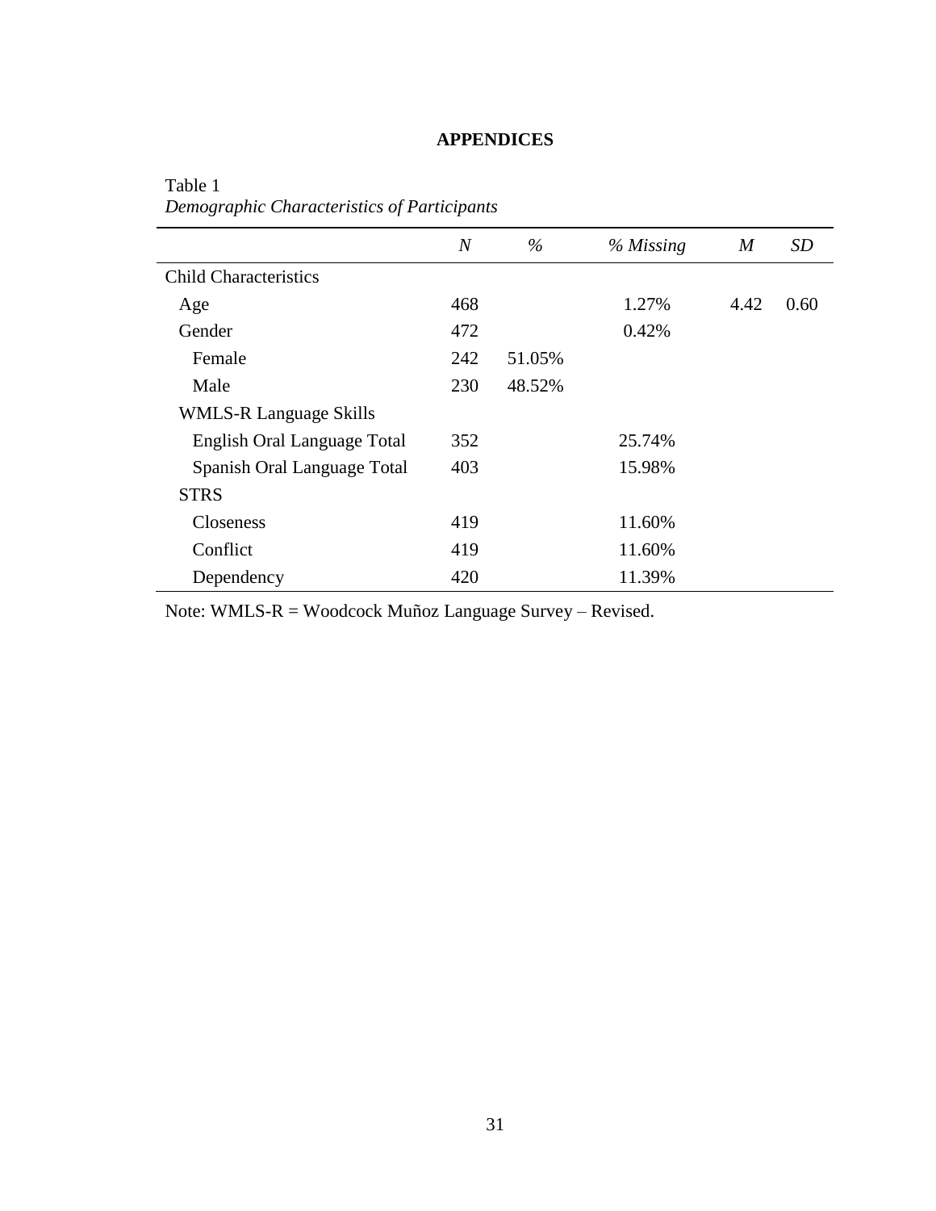# APPENDICES

Table 1
*Demographic Characteristics of Participants*

| | *N* | *%* | *% Missing* | *M* | *SD* |
|---|---|---|---|---|---|
| Child Characteristics | | | | | |
| Age | 468 | | 1.27% | 4.42 | 0.60 |
| Gender | 472 | | 0.42% | | |
| Female | 242 | 51.05% | | | |
| Male | 230 | 48.52% | | | |
| WMLS-R Language Skills | | | | | |
| English Oral Language Total | 352 | | 25.74% | | |
| Spanish Oral Language Total | 403 | | 15.98% | | |
| STRS | | | | | |
| Closeness | 419 | | 11.60% | | |
| Conflict | 419 | | 11.60% | | |
| Dependency | 420 | | 11.39% | | |

Note: WMLS-R = Woodcock Muñoz Language Survey – Revised.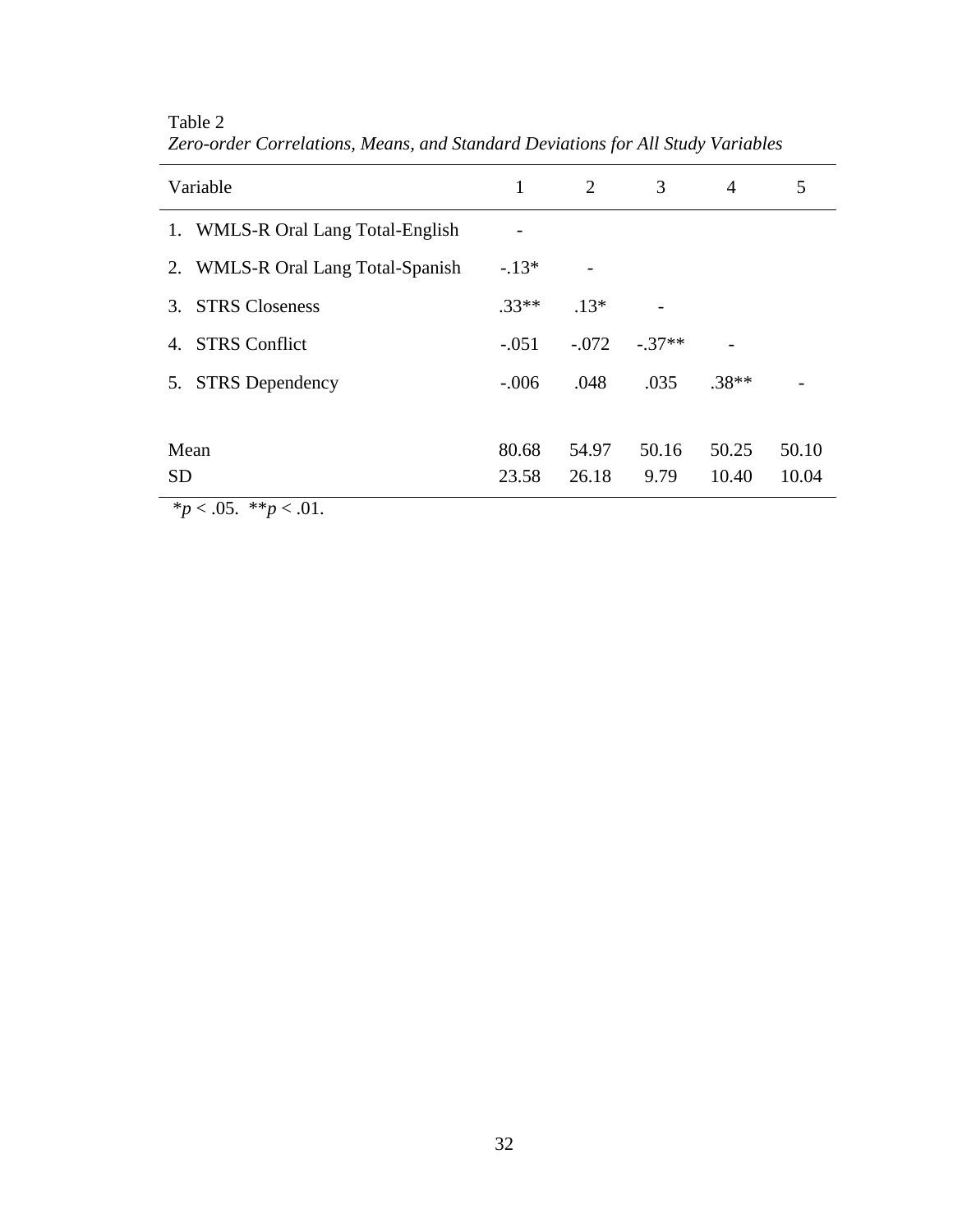Table 2

*Zero-order Correlations, Means, and Standard Deviations for All Study Variables*

| Variable | 1 | 2 | 3 | 4 | 5 |
|---|---|---|---|---|---|
| 1. WMLS-R Oral Lang Total-English | - | | | | |
| 2. WMLS-R Oral Lang Total-Spanish | -.13* | - | | | |
| 3. STRS Closeness | .33** | .13* | - | | |
| 4. STRS Conflict | -.051 | -.072 | -.37** | - | |
| 5. STRS Dependency | -.006 | .048 | .035 | .38** | - |
| Mean | 80.68 | 54.97 | 50.16 | 50.25 | 50.10 |
| SD | 23.58 | 26.18 | 9.79 | 10.40 | 10.04 |

*$p < .05$. **$p < .01$.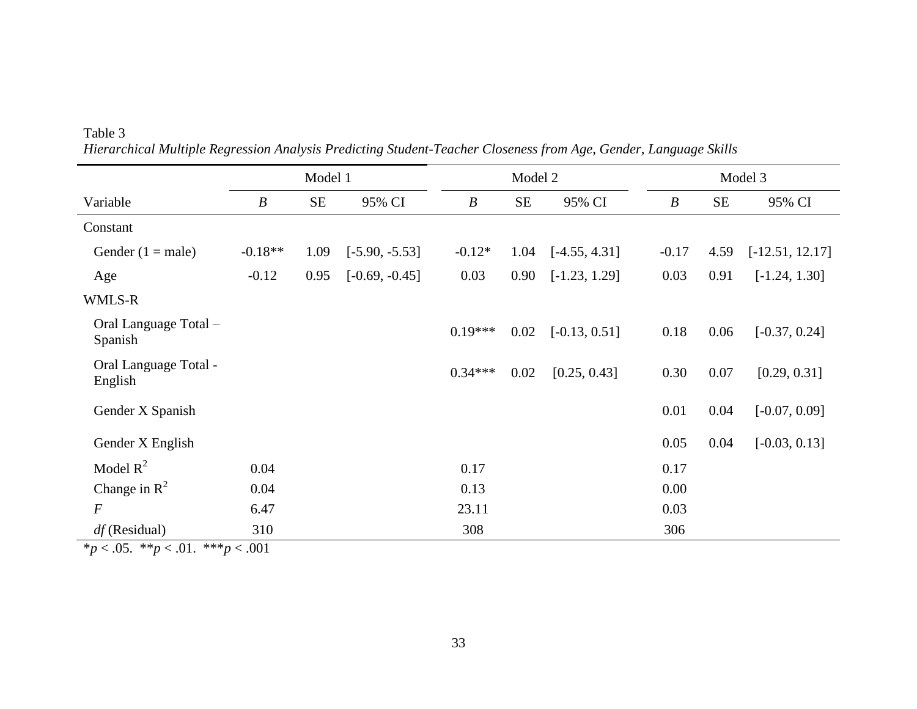Table 3

*Hierarchical Multiple Regression Analysis Predicting Student-Teacher Closeness from Age, Gender, Language Skills*

| | Model 1 | | | Model 2 | | | Model 3 | | |
|---|---|---|---|---|---|---|---|---|---|
| Variable | *B* | SE | 95% CI | *B* | SE | 95% CI | *B* | SE | 95% CI |
| Constant | | | | | | | | | |
| Gender (1 = male) | -0.18** | 1.09 | [-5.90, -5.53] | -0.12* | 1.04 | [-4.55, 4.31] | -0.17 | 4.59 | [-12.51, 12.17] |
| Age | -0.12 | 0.95 | [-0.69, -0.45] | 0.03 | 0.90 | [-1.23, 1.29] | 0.03 | 0.91 | [-1.24, 1.30] |
| WMLS-R | | | | | | | | | |
| Oral Language Total – Spanish | | | | 0.19*** | 0.02 | [-0.13, 0.51] | 0.18 | 0.06 | [-0.37, 0.24] |
| Oral Language Total - English | | | | 0.34*** | 0.02 | [0.25, 0.43] | 0.30 | 0.07 | [0.29, 0.31] |
| Gender X Spanish | | | | | | | 0.01 | 0.04 | [-0.07, 0.09] |
| Gender X English | | | | | | | 0.05 | 0.04 | [-0.03, 0.13] |
| Model $R^2$ | 0.04 | | | 0.17 | | | 0.17 | | |
| Change in $R^2$ | 0.04 | | | 0.13 | | | 0.00 | | |
| *F* | 6.47 | | | 23.11 | | | 0.03 | | |
| *df* (Residual) | 310 | | | 308 | | | 306 | | |

$*p < .05$. $**p < .01$. $***p < .001$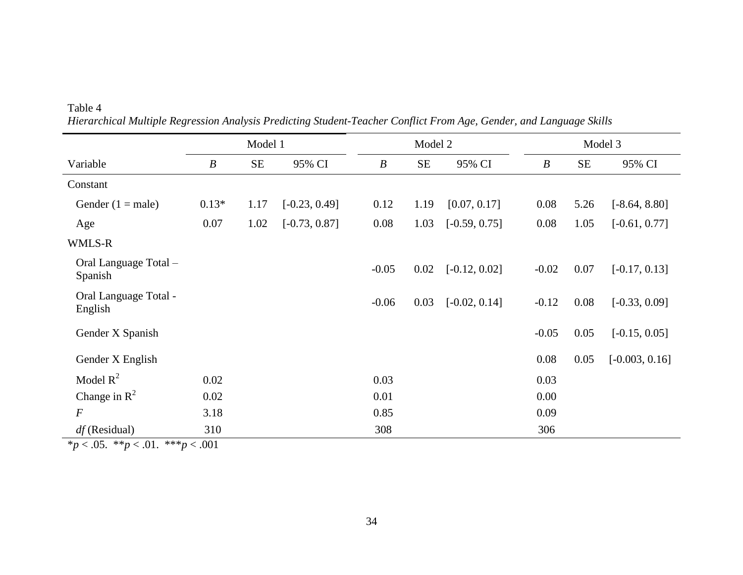Table 4

*Hierarchical Multiple Regression Analysis Predicting Student-Teacher Conflict From Age, Gender, and Language Skills*

| | Model 1 | | | Model 2 | | | Model 3 | | |
|---|---|---|---|---|---|---|---|---|---|
| Variable | *B* | SE | 95% CI | *B* | SE | 95% CI | *B* | SE | 95% CI |
| Constant | | | | | | | | | |
| Gender (1 = male) | 0.13* | 1.17 | [-0.23, 0.49] | 0.12 | 1.19 | [0.07, 0.17] | 0.08 | 5.26 | [-8.64, 8.80] |
| Age | 0.07 | 1.02 | [-0.73, 0.87] | 0.08 | 1.03 | [-0.59, 0.75] | 0.08 | 1.05 | [-0.61, 0.77] |
| WMLS-R | | | | | | | | | |
| Oral Language Total – Spanish | | | | -0.05 | 0.02 | [-0.12, 0.02] | -0.02 | 0.07 | [-0.17, 0.13] |
| Oral Language Total - English | | | | -0.06 | 0.03 | [-0.02, 0.14] | -0.12 | 0.08 | [-0.33, 0.09] |
| Gender X Spanish | | | | | | | -0.05 | 0.05 | [-0.15, 0.05] |
| Gender X English | | | | | | | 0.08 | 0.05 | [-0.003, 0.16] |
| Model $R^2$ | 0.02 | | | 0.03 | | | 0.03 | | |
| Change in $R^2$ | 0.02 | | | 0.01 | | | 0.00 | | |
| *F* | 3.18 | | | 0.85 | | | 0.09 | | |
| *df* (Residual) | 310 | | | 308 | | | 306 | | |

$^{*}p < .05$. $^{**}p < .01$. $^{***}p < .001$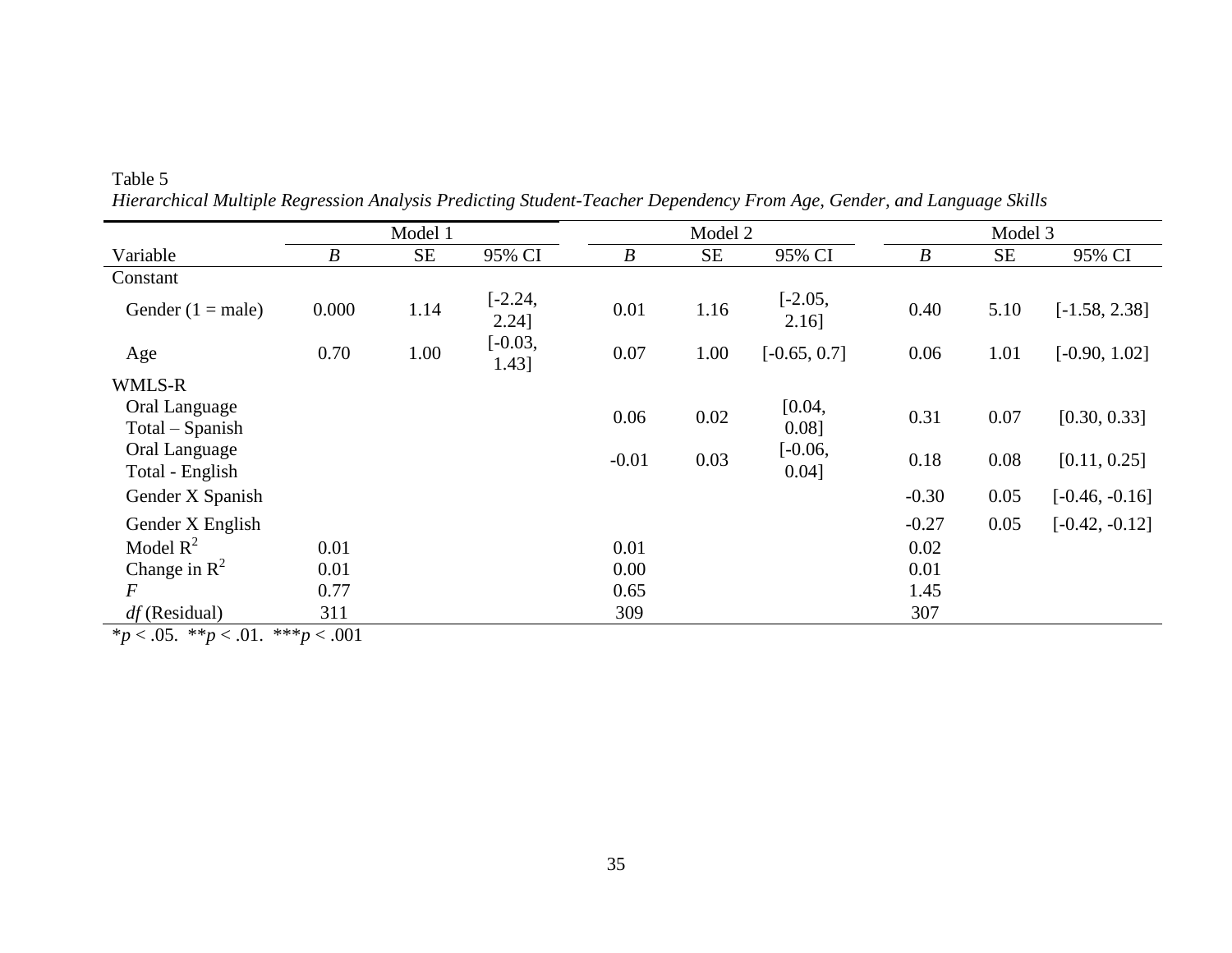Table 5

*Hierarchical Multiple Regression Analysis Predicting Student-Teacher Dependency From Age, Gender, and Language Skills*

| | Model 1 | | | Model 2 | | | Model 3 | | |
|---|---|---|---|---|---|---|---|---|---|
| Variable | *B* | SE | 95% CI | *B* | SE | 95% CI | *B* | SE | 95% CI |
| Constant | | | | | | | | | |
| Gender (1 = male) | 0.000 | 1.14 | [-2.24, 2.24] | 0.01 | 1.16 | [-2.05, 2.16] | 0.40 | 5.10 | [-1.58, 2.38] |
| Age | 0.70 | 1.00 | [-0.03, 1.43] | 0.07 | 1.00 | [-0.65, 0.7] | 0.06 | 1.01 | [-0.90, 1.02] |
| WMLS-R | | | | | | | | | |
| Oral Language Total – Spanish | | | | 0.06 | 0.02 | [0.04, 0.08] | 0.31 | 0.07 | [0.30, 0.33] |
| Oral Language Total - English | | | | -0.01 | 0.03 | [-0.06, 0.04] | 0.18 | 0.08 | [0.11, 0.25] |
| Gender X Spanish | | | | | | | -0.30 | 0.05 | [-0.46, -0.16] |
| Gender X English | | | | | | | -0.27 | 0.05 | [-0.42, -0.12] |
| Model $R^2$ | 0.01 | | | 0.01 | | | 0.02 | | |
| Change in $R^2$ | 0.01 | | | 0.00 | | | 0.01 | | |
| *F* | 0.77 | | | 0.65 | | | 1.45 | | |
| *df* (Residual) | 311 | | | 309 | | | 307 | | |

$^{*}p < .05$. $^{**}p < .01$. $^{***}p < .001$